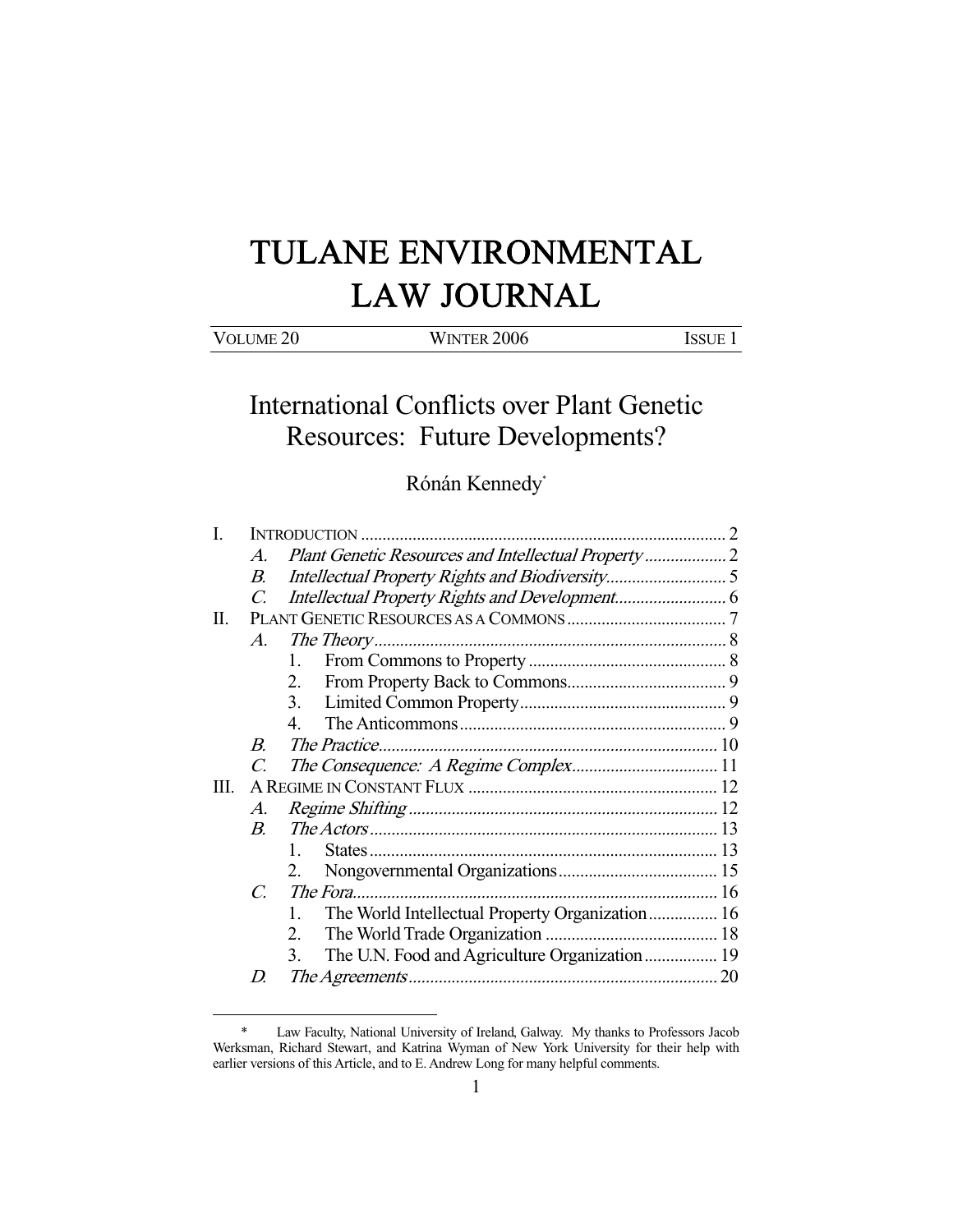# TULANE ENVIRONMENTAL LAW JOURNAL

| VOLUME 20 | WINTER 2006 | ISSUE 1 |
|---|---|---|

## International Conflicts over Plant Genetic Resources: Future Developments?

Rónán Kennedy*

- I. INTRODUCTION ..... 2
  - A. *Plant Genetic Resources and Intellectual Property* ..... 2
  - B. *Intellectual Property Rights and Biodiversity* ..... 5
  - C. *Intellectual Property Rights and Development* ..... 6
- II. PLANT GENETIC RESOURCES AS A COMMONS ..... 7
  - A. *The Theory* ..... 8
    1. From Commons to Property ..... 8
    2. From Property Back to Commons ..... 9
    3. Limited Common Property ..... 9
    4. The Anticommons ..... 9
  - B. *The Practice* ..... 10
  - C. *The Consequence: A Regime Complex* ..... 11
- III. A REGIME IN CONSTANT FLUX ..... 12
  - A. *Regime Shifting* ..... 12
  - B. *The Actors* ..... 13
    1. States ..... 13
    2. Nongovernmental Organizations ..... 15
  - C. *The Fora* ..... 16
    1. The World Intellectual Property Organization ..... 16
    2. The World Trade Organization ..... 18
    3. The U.N. Food and Agriculture Organization ..... 19
  - D. *The Agreements* ..... 20

---

\* Law Faculty, National University of Ireland, Galway. My thanks to Professors Jacob Werksman, Richard Stewart, and Katrina Wyman of New York University for their help with earlier versions of this Article, and to E. Andrew Long for many helpful comments.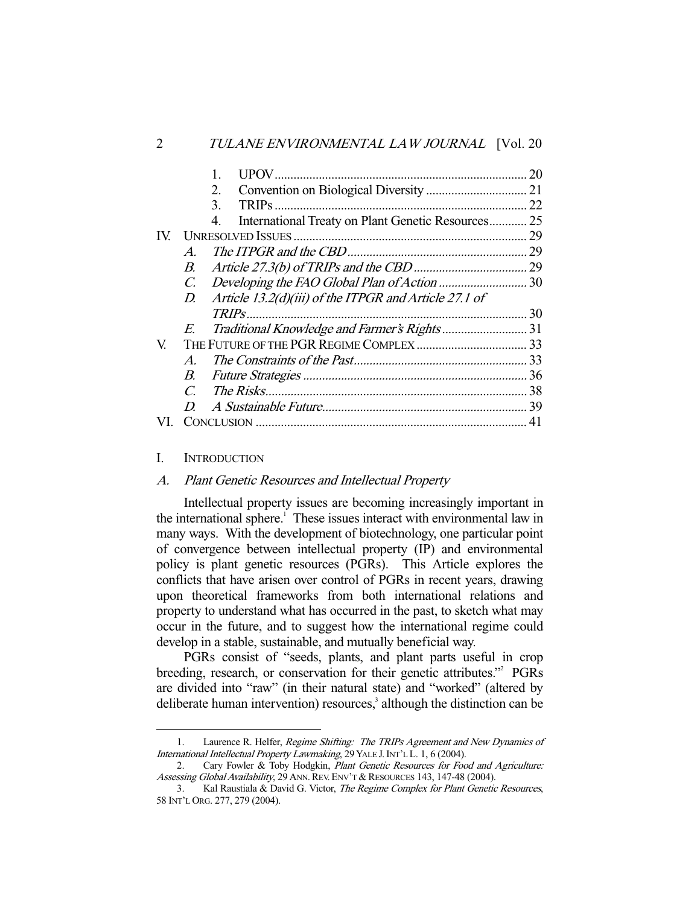1. UPOV ... 20
2. Convention on Biological Diversity ... 21
3. TRIPs ... 22
4. International Treaty on Plant Genetic Resources ... 25

IV. UNRESOLVED ISSUES ... 29

*A. The ITPGR and the CBD* ... 29

*B. Article 27.3(b) of TRIPs and the CBD* ... 29

*C. Developing the FAO Global Plan of Action* ... 30

*D. Article 13.2(d)(iii) of the ITPGR and Article 27.1 of TRIPs* ... 30

*E. Traditional Knowledge and Farmer's Rights* ... 31

V. THE FUTURE OF THE PGR REGIME COMPLEX ... 33

*A. The Constraints of the Past* ... 33

*B. Future Strategies* ... 36

*C. The Risks* ... 38

*D. A Sustainable Future* ... 39

VI. CONCLUSION ... 41

## I. INTRODUCTION

### *A. Plant Genetic Resources and Intellectual Property*

Intellectual property issues are becoming increasingly important in the international sphere.[1] These issues interact with environmental law in many ways. With the development of biotechnology, one particular point of convergence between intellectual property (IP) and environmental policy is plant genetic resources (PGRs). This Article explores the conflicts that have arisen over control of PGRs in recent years, drawing upon theoretical frameworks from both international relations and property to understand what has occurred in the past, to sketch what may occur in the future, and to suggest how the international regime could develop in a stable, sustainable, and mutually beneficial way.

PGRs consist of "seeds, plants, and plant parts useful in crop breeding, research, or conservation for their genetic attributes."[2] PGRs are divided into "raw" (in their natural state) and "worked" (altered by deliberate human intervention) resources,[3] although the distinction can be

---

1. Laurence R. Helfer, *Regime Shifting: The TRIPs Agreement and New Dynamics of International Intellectual Property Lawmaking*, 29 YALE J. INT'L L. 1, 6 (2004).

2. Cary Fowler & Toby Hodgkin, *Plant Genetic Resources for Food and Agriculture: Assessing Global Availability*, 29 ANN. REV. ENV'T & RESOURCES 143, 147-48 (2004).

3. Kal Raustiala & David G. Victor, *The Regime Complex for Plant Genetic Resources*, 58 INT'L ORG. 277, 279 (2004).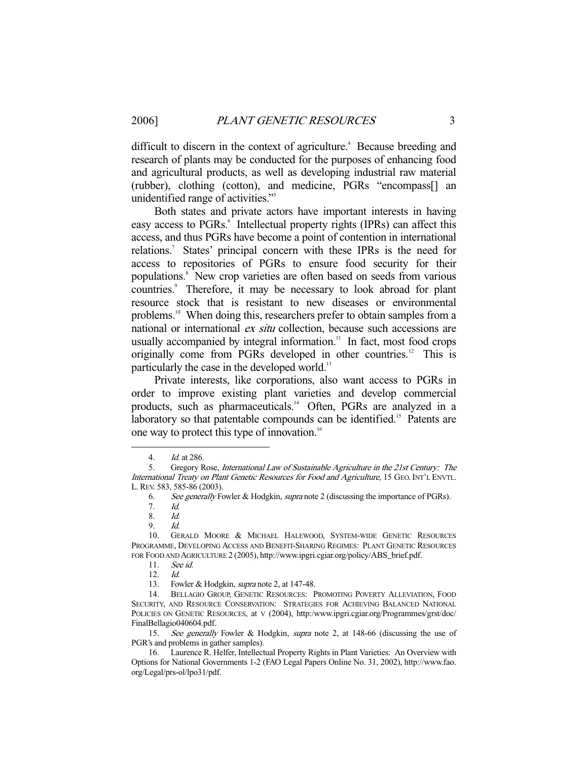difficult to discern in the context of agriculture.[4] Because breeding and research of plants may be conducted for the purposes of enhancing food and agricultural products, as well as developing industrial raw material (rubber), clothing (cotton), and medicine, PGRs "encompass[] an unidentified range of activities."[5]

Both states and private actors have important interests in having easy access to PGRs.[6] Intellectual property rights (IPRs) can affect this access, and thus PGRs have become a point of contention in international relations.[7] States' principal concern with these IPRs is the need for access to repositories of PGRs to ensure food security for their populations.[8] New crop varieties are often based on seeds from various countries.[9] Therefore, it may be necessary to look abroad for plant resource stock that is resistant to new diseases or environmental problems.[10] When doing this, researchers prefer to obtain samples from a national or international *ex situ* collection, because such accessions are usually accompanied by integral information.[11] In fact, most food crops originally come from PGRs developed in other countries.[12] This is particularly the case in the developed world.[13]

Private interests, like corporations, also want access to PGRs in order to improve existing plant varieties and develop commercial products, such as pharmaceuticals.[14] Often, PGRs are analyzed in a laboratory so that patentable compounds can be identified.[15] Patents are one way to protect this type of innovation.[16]

---

4. *Id.* at 286.
5. Gregory Rose, *International Law of Sustainable Agriculture in the 21st Century: The International Treaty on Plant Genetic Resources for Food and Agriculture*, 15 GEO. INT'L ENVTL. L. REV. 583, 585-86 (2003).
6. *See generally* Fowler & Hodgkin, *supra* note 2 (discussing the importance of PGRs).
7. *Id.*
8. *Id.*
9. *Id.*
10. GERALD MOORE & MICHAEL HALEWOOD, SYSTEM-WIDE GENETIC RESOURCES PROGRAMME, DEVELOPING ACCESS AND BENEFIT-SHARING REGIMES: PLANT GENETIC RESOURCES FOR FOOD AND AGRICULTURE 2 (2005), http://www.ipgri.cgiar.org/policy/ABS_brief.pdf.
11. *See id.*
12. *Id.*
13. Fowler & Hodgkin, *supra* note 2, at 147-48.
14. BELLAGIO GROUP, GENETIC RESOURCES: PROMOTING POVERTY ALLEVIATION, FOOD SECURITY, AND RESOURCE CONSERVATION: STRATEGIES FOR ACHIEVING BALANCED NATIONAL POLICIES ON GENETIC RESOURCES, at v (2004), http:/www.ipgri.cgiar.org/Programmes/grst/doc/FinalBellagio040604.pdf.
15. *See generally* Fowler & Hodgkin, *supra* note 2, at 148-66 (discussing the use of PGR's and problems in gather samples).
16. Laurence R. Helfer, Intellectual Property Rights in Plant Varieties: An Overview with Options for National Governments 1-2 (FAO Legal Papers Online No. 31, 2002), http://www.fao.org/Legal/prs-ol/lpo31/pdf.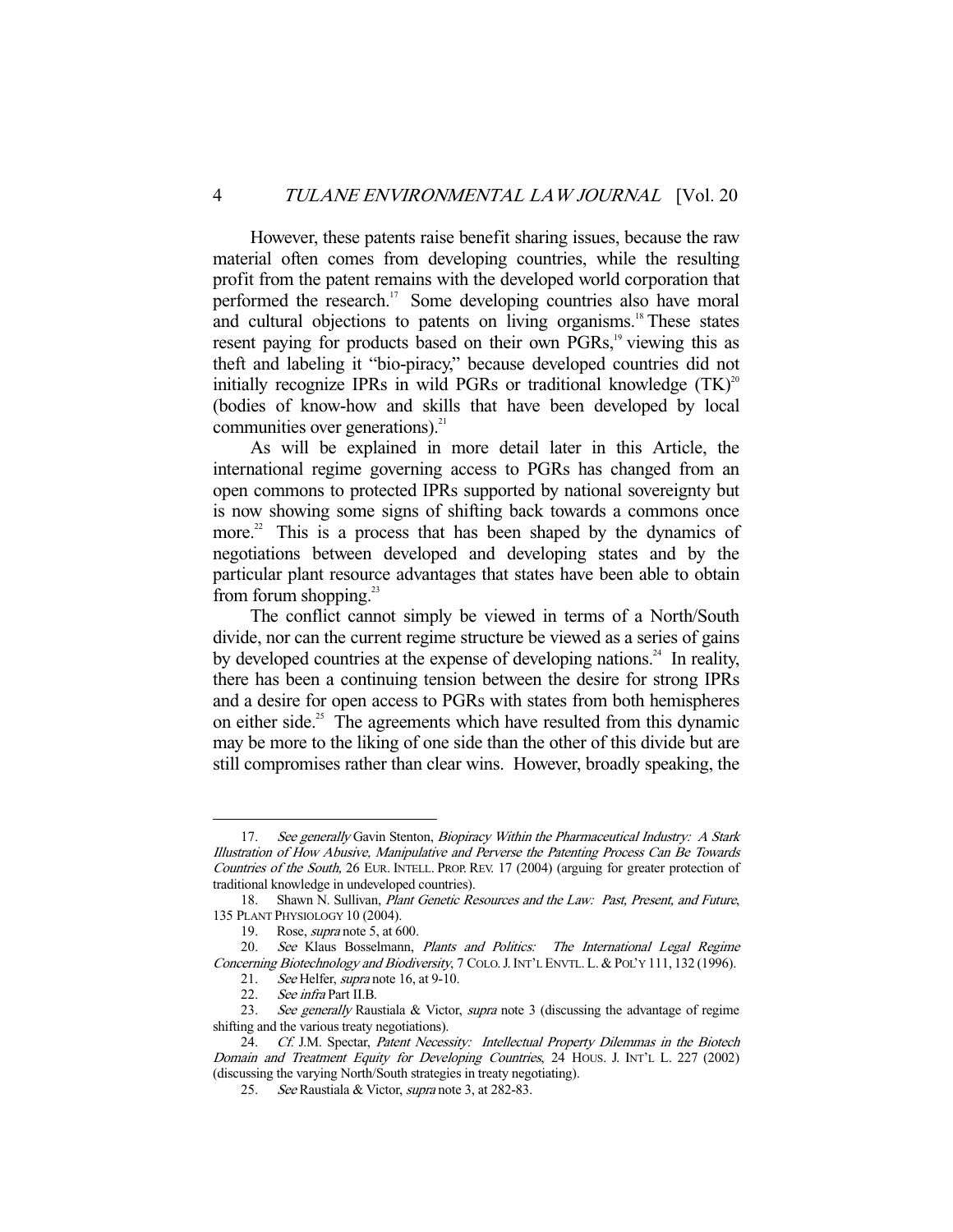However, these patents raise benefit sharing issues, because the raw material often comes from developing countries, while the resulting profit from the patent remains with the developed world corporation that performed the research.[17] Some developing countries also have moral and cultural objections to patents on living organisms.[18] These states resent paying for products based on their own PGRs,[19] viewing this as theft and labeling it "bio-piracy," because developed countries did not initially recognize IPRs in wild PGRs or traditional knowledge (TK)[20] (bodies of know-how and skills that have been developed by local communities over generations).[21]

As will be explained in more detail later in this Article, the international regime governing access to PGRs has changed from an open commons to protected IPRs supported by national sovereignty but is now showing some signs of shifting back towards a commons once more.[22] This is a process that has been shaped by the dynamics of negotiations between developed and developing states and by the particular plant resource advantages that states have been able to obtain from forum shopping.[23]

The conflict cannot simply be viewed in terms of a North/South divide, nor can the current regime structure be viewed as a series of gains by developed countries at the expense of developing nations.[24] In reality, there has been a continuing tension between the desire for strong IPRs and a desire for open access to PGRs with states from both hemispheres on either side.[25] The agreements which have resulted from this dynamic may be more to the liking of one side than the other of this divide but are still compromises rather than clear wins. However, broadly speaking, the

---

17. *See generally* Gavin Stenton, *Biopiracy Within the Pharmaceutical Industry: A Stark Illustration of How Abusive, Manipulative and Perverse the Patenting Process Can Be Towards Countries of the South,* 26 EUR. INTELL. PROP. REV. 17 (2004) (arguing for greater protection of traditional knowledge in undeveloped countries).

18. Shawn N. Sullivan, *Plant Genetic Resources and the Law: Past, Present, and Future*, 135 PLANT PHYSIOLOGY 10 (2004).

19. Rose, *supra* note 5, at 600.

20. *See* Klaus Bosselmann, *Plants and Politics: The International Legal Regime Concerning Biotechnology and Biodiversity*, 7 COLO. J. INT'L ENVTL. L. & POL'Y 111, 132 (1996).

21. *See* Helfer, *supra* note 16, at 9-10.

22. *See infra* Part II.B.

23. *See generally* Raustiala & Victor, *supra* note 3 (discussing the advantage of regime shifting and the various treaty negotiations).

24. *Cf.* J.M. Spectar, *Patent Necessity: Intellectual Property Dilemmas in the Biotech Domain and Treatment Equity for Developing Countries*, 24 HOUS. J. INT'L L. 227 (2002) (discussing the varying North/South strategies in treaty negotiating).

25. *See* Raustiala & Victor, *supra* note 3, at 282-83.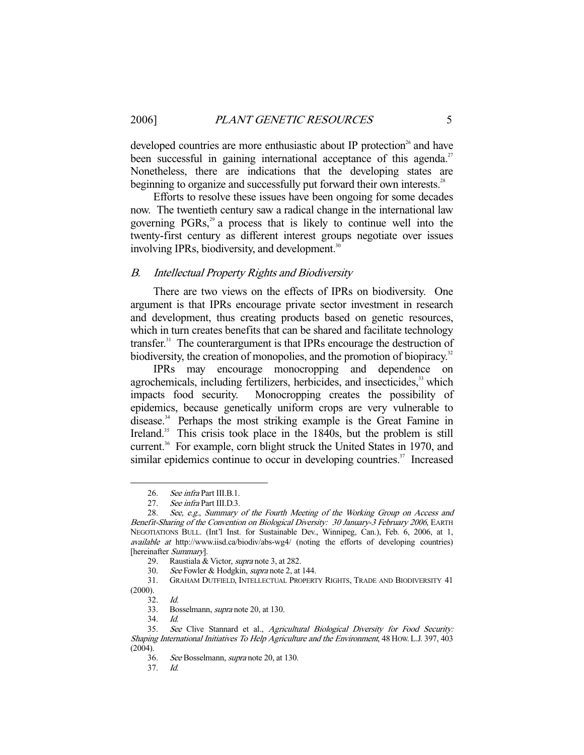developed countries are more enthusiastic about IP protection[26] and have been successful in gaining international acceptance of this agenda.[27] Nonetheless, there are indications that the developing states are beginning to organize and successfully put forward their own interests.[28]

Efforts to resolve these issues have been ongoing for some decades now. The twentieth century saw a radical change in the international law governing PGRs,[29] a process that is likely to continue well into the twenty-first century as different interest groups negotiate over issues involving IPRs, biodiversity, and development.[30]

### B. *Intellectual Property Rights and Biodiversity*

There are two views on the effects of IPRs on biodiversity. One argument is that IPRs encourage private sector investment in research and development, thus creating products based on genetic resources, which in turn creates benefits that can be shared and facilitate technology transfer.[31] The counterargument is that IPRs encourage the destruction of biodiversity, the creation of monopolies, and the promotion of biopiracy.[32]

IPRs may encourage monocropping and dependence on agrochemicals, including fertilizers, herbicides, and insecticides,[33] which impacts food security. Monocropping creates the possibility of epidemics, because genetically uniform crops are very vulnerable to disease.[34] Perhaps the most striking example is the Great Famine in Ireland.[35] This crisis took place in the 1840s, but the problem is still current.[36] For example, corn blight struck the United States in 1970, and similar epidemics continue to occur in developing countries.[37] Increased

---

26. *See infra* Part III.B.1.

27. *See infra* Part III.D.3.

28. *See, e.g.*, *Summary of the Fourth Meeting of the Working Group on Access and Benefit-Sharing of the Convention on Biological Diversity: 30 January-3 February 2006*, EARTH NEGOTIATIONS BULL. (Int'l Inst. for Sustainable Dev., Winnipeg, Can.), Feb. 6, 2006, at 1, *available at* http://www.iisd.ca/biodiv/abs-wg4/ (noting the efforts of developing countries) [hereinafter *Summary*].

29. Raustiala & Victor, *supra* note 3, at 282.

30. *See* Fowler & Hodgkin, *supra* note 2, at 144.

31. GRAHAM DUTFIELD, INTELLECTUAL PROPERTY RIGHTS, TRADE AND BIODIVERSITY 41 (2000).

32. *Id.*

33. Bosselmann, *supra* note 20, at 130.

34. *Id.*

35. *See* Clive Stannard et al., *Agricultural Biological Diversity for Food Security: Shaping International Initiatives To Help Agriculture and the Environment*, 48 HOW. L.J. 397, 403 (2004).

36. *See* Bosselmann, *supra* note 20, at 130.

37. *Id.*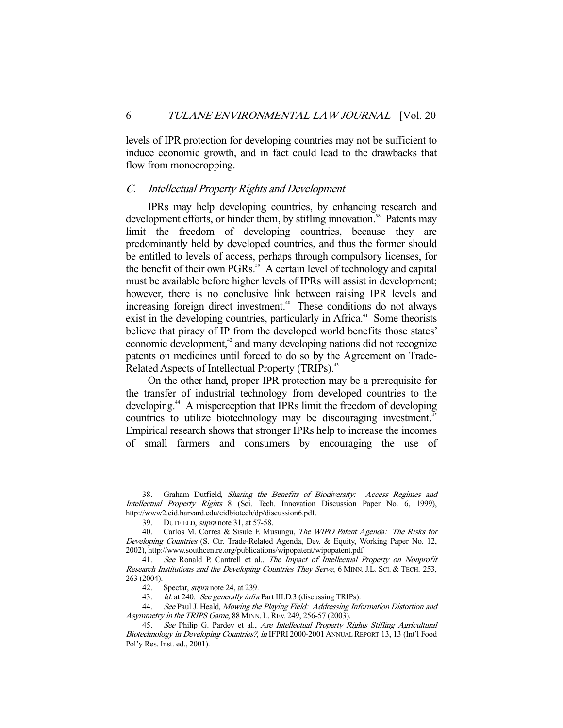levels of IPR protection for developing countries may not be sufficient to induce economic growth, and in fact could lead to the drawbacks that flow from monocropping.

### *C. Intellectual Property Rights and Development*

IPRs may help developing countries, by enhancing research and development efforts, or hinder them, by stifling innovation.[38] Patents may limit the freedom of developing countries, because they are predominantly held by developed countries, and thus the former should be entitled to levels of access, perhaps through compulsory licenses, for the benefit of their own PGRs.[39] A certain level of technology and capital must be available before higher levels of IPRs will assist in development; however, there is no conclusive link between raising IPR levels and increasing foreign direct investment.[40] These conditions do not always exist in the developing countries, particularly in Africa.[41] Some theorists believe that piracy of IP from the developed world benefits those states' economic development,[42] and many developing nations did not recognize patents on medicines until forced to do so by the Agreement on Trade-Related Aspects of Intellectual Property (TRIPs).[43]

On the other hand, proper IPR protection may be a prerequisite for the transfer of industrial technology from developed countries to the developing.[44] A misperception that IPRs limit the freedom of developing countries to utilize biotechnology may be discouraging investment.[45] Empirical research shows that stronger IPRs help to increase the incomes of small farmers and consumers by encouraging the use of

---

38. Graham Dutfield, *Sharing the Benefits of Biodiversity: Access Regimes and Intellectual Property Rights* 8 (Sci. Tech. Innovation Discussion Paper No. 6, 1999), http://www2.cid.harvard.edu/cidbiotech/dp/discussion6.pdf.

39. DUTFIELD, *supra* note 31, at 57-58.

40. Carlos M. Correa & Sisule F. Musungu, *The WIPO Patent Agenda: The Risks for Developing Countries* (S. Ctr. Trade-Related Agenda, Dev. & Equity, Working Paper No. 12, 2002), http://www.southcentre.org/publications/wipopatent/wipopatent.pdf.

41. *See* Ronald P. Cantrell et al., *The Impact of Intellectual Property on Nonprofit Research Institutions and the Developing Countries They Serve*, 6 MINN. J.L. SCI. & TECH. 253, 263 (2004).

42. Spectar, *supra* note 24, at 239.

43. *Id.* at 240. *See generally infra* Part III.D.3 (discussing TRIPs).

44. *See* Paul J. Heald, *Mowing the Playing Field: Addressing Information Distortion and Asymmetry in the TRIPS Game*, 88 MINN. L. REV. 249, 256-57 (2003).

45. *See* Philip G. Pardey et al., *Are Intellectual Property Rights Stifling Agricultural Biotechnology in Developing Countries?*, *in* IFPRI 2000-2001 ANNUAL REPORT 13, 13 (Int'l Food Pol'y Res. Inst. ed., 2001).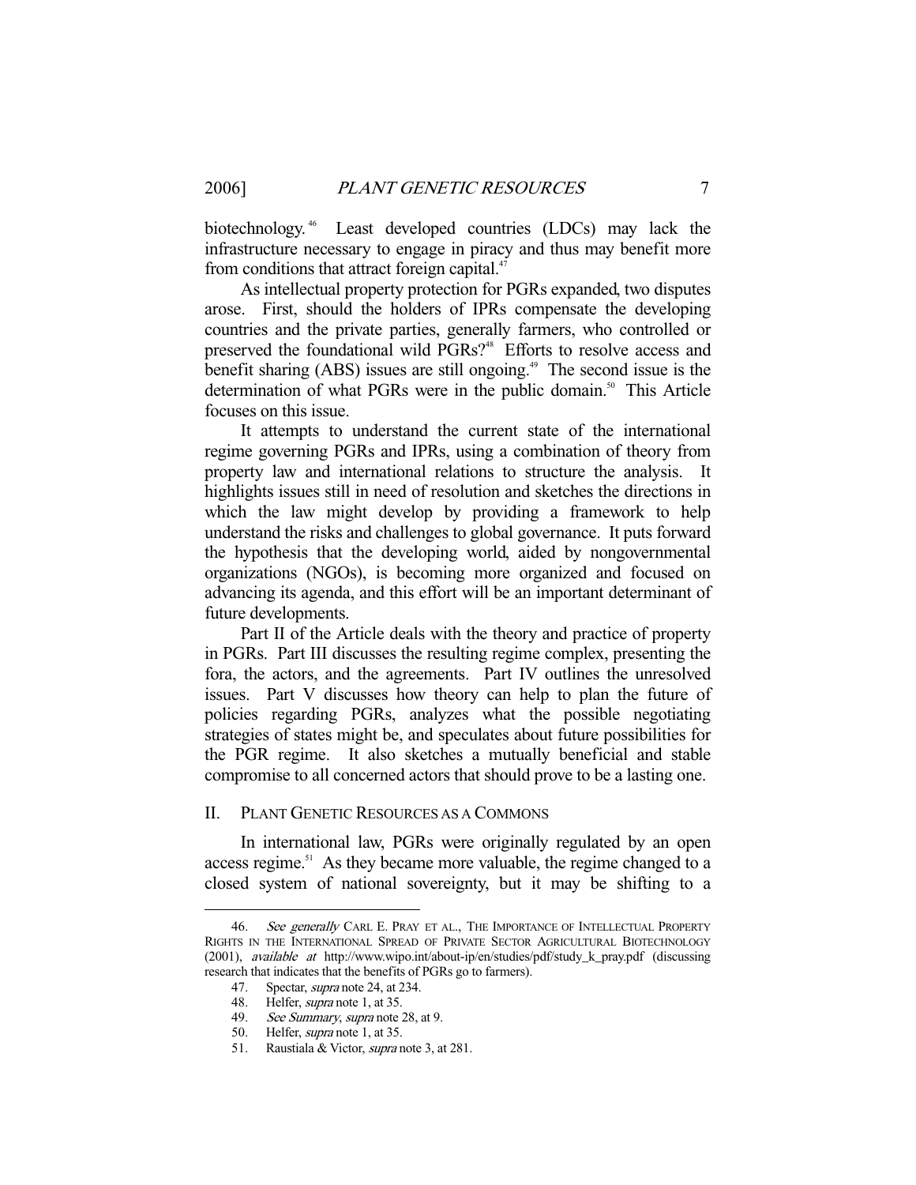biotechnology.[46] Least developed countries (LDCs) may lack the infrastructure necessary to engage in piracy and thus may benefit more from conditions that attract foreign capital.[47]

As intellectual property protection for PGRs expanded, two disputes arose. First, should the holders of IPRs compensate the developing countries and the private parties, generally farmers, who controlled or preserved the foundational wild PGRs?[48] Efforts to resolve access and benefit sharing (ABS) issues are still ongoing.[49] The second issue is the determination of what PGRs were in the public domain.[50] This Article focuses on this issue.

It attempts to understand the current state of the international regime governing PGRs and IPRs, using a combination of theory from property law and international relations to structure the analysis. It highlights issues still in need of resolution and sketches the directions in which the law might develop by providing a framework to help understand the risks and challenges to global governance. It puts forward the hypothesis that the developing world, aided by nongovernmental organizations (NGOs), is becoming more organized and focused on advancing its agenda, and this effort will be an important determinant of future developments.

Part II of the Article deals with the theory and practice of property in PGRs. Part III discusses the resulting regime complex, presenting the fora, the actors, and the agreements. Part IV outlines the unresolved issues. Part V discusses how theory can help to plan the future of policies regarding PGRs, analyzes what the possible negotiating strategies of states might be, and speculates about future possibilities for the PGR regime. It also sketches a mutually beneficial and stable compromise to all concerned actors that should prove to be a lasting one.

## II. Plant Genetic Resources as a Commons

In international law, PGRs were originally regulated by an open access regime.[51] As they became more valuable, the regime changed to a closed system of national sovereignty, but it may be shifting to a

---

46. *See generally* Carl E. Pray et al., The Importance of Intellectual Property Rights in the International Spread of Private Sector Agricultural Biotechnology (2001), *available at* http://www.wipo.int/about-ip/en/studies/pdf/study_k_pray.pdf (discussing research that indicates that the benefits of PGRs go to farmers).

47. Spectar, *supra* note 24, at 234.

48. Helfer, *supra* note 1, at 35.

49. *See Summary*, *supra* note 28, at 9.

50. Helfer, *supra* note 1, at 35.

51. Raustiala & Victor, *supra* note 3, at 281.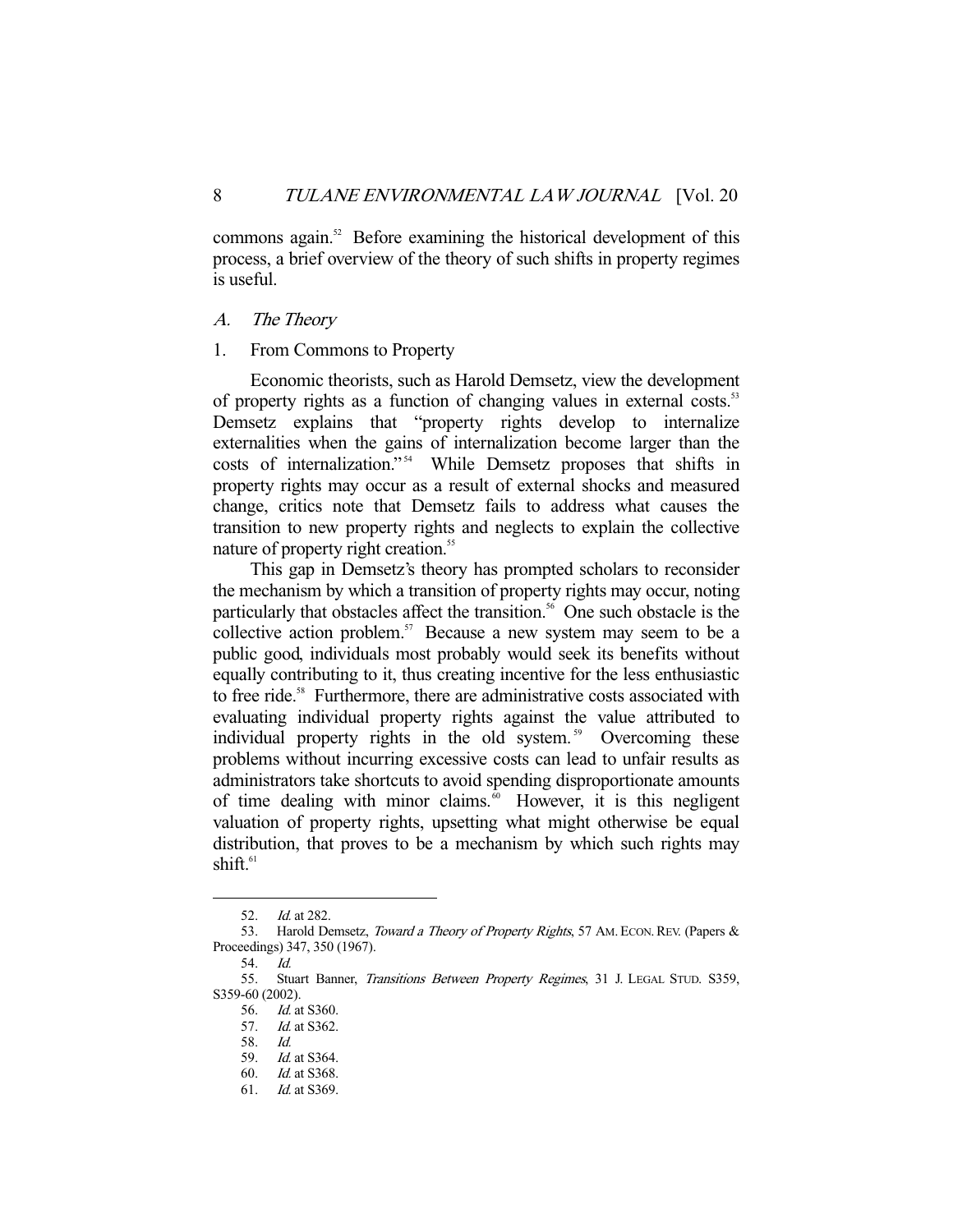commons again.[52] Before examining the historical development of this process, a brief overview of the theory of such shifts in property regimes is useful.

### A. *The Theory*

#### 1. From Commons to Property

Economic theorists, such as Harold Demsetz, view the development of property rights as a function of changing values in external costs.[53] Demsetz explains that "property rights develop to internalize externalities when the gains of internalization become larger than the costs of internalization."[54] While Demsetz proposes that shifts in property rights may occur as a result of external shocks and measured change, critics note that Demsetz fails to address what causes the transition to new property rights and neglects to explain the collective nature of property right creation.[55]

This gap in Demsetz's theory has prompted scholars to reconsider the mechanism by which a transition of property rights may occur, noting particularly that obstacles affect the transition.[56] One such obstacle is the collective action problem.[57] Because a new system may seem to be a public good, individuals most probably would seek its benefits without equally contributing to it, thus creating incentive for the less enthusiastic to free ride.[58] Furthermore, there are administrative costs associated with evaluating individual property rights against the value attributed to individual property rights in the old system.[59] Overcoming these problems without incurring excessive costs can lead to unfair results as administrators take shortcuts to avoid spending disproportionate amounts of time dealing with minor claims.[60] However, it is this negligent valuation of property rights, upsetting what might otherwise be equal distribution, that proves to be a mechanism by which such rights may shift.[61]

---

52. *Id.* at 282.
53. Harold Demsetz, *Toward a Theory of Property Rights*, 57 AM. ECON. REV. (Papers & Proceedings) 347, 350 (1967).
54. *Id.*
55. Stuart Banner, *Transitions Between Property Regimes*, 31 J. LEGAL STUD. S359, S359-60 (2002).
56. *Id.* at S360.
57. *Id.* at S362.
58. *Id.*
59. *Id.* at S364.
60. *Id.* at S368.
61. *Id.* at S369.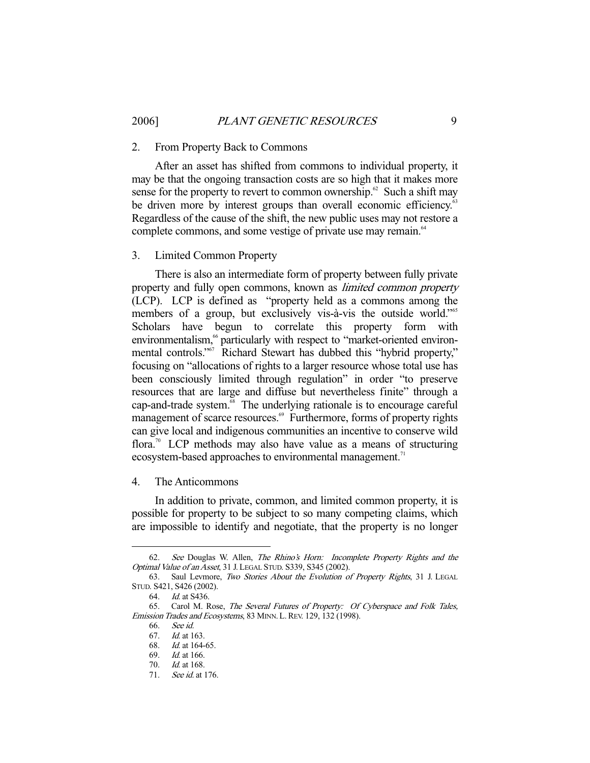### 2. From Property Back to Commons

After an asset has shifted from commons to individual property, it may be that the ongoing transaction costs are so high that it makes more sense for the property to revert to common ownership.[62] Such a shift may be driven more by interest groups than overall economic efficiency.[63] Regardless of the cause of the shift, the new public uses may not restore a complete commons, and some vestige of private use may remain.[64]

### 3. Limited Common Property

There is also an intermediate form of property between fully private property and fully open commons, known as *limited common property* (LCP). LCP is defined as "property held as a commons among the members of a group, but exclusively vis-à-vis the outside world."[65] Scholars have begun to correlate this property form with environmentalism,[66] particularly with respect to "market-oriented environmental controls."[67] Richard Stewart has dubbed this "hybrid property," focusing on "allocations of rights to a larger resource whose total use has been consciously limited through regulation" in order "to preserve resources that are large and diffuse but nevertheless finite" through a cap-and-trade system.[68] The underlying rationale is to encourage careful management of scarce resources.[69] Furthermore, forms of property rights can give local and indigenous communities an incentive to conserve wild flora.[70] LCP methods may also have value as a means of structuring ecosystem-based approaches to environmental management.[71]

### 4. The Anticommons

In addition to private, common, and limited common property, it is possible for property to be subject to so many competing claims, which are impossible to identify and negotiate, that the property is no longer

---

62. *See* Douglas W. Allen, *The Rhino's Horn: Incomplete Property Rights and the Optimal Value of an Asset*, 31 J. LEGAL STUD. S339, S345 (2002).

63. Saul Levmore, *Two Stories About the Evolution of Property Rights*, 31 J. LEGAL STUD. S421, S426 (2002).

64. *Id.* at S436.

65. Carol M. Rose, *The Several Futures of Property: Of Cyberspace and Folk Tales, Emission Trades and Ecosystems*, 83 MINN. L. REV. 129, 132 (1998).

66. *See id.*

67. *Id.* at 163.

68. *Id.* at 164-65.

69. *Id.* at 166.

70. *Id.* at 168.

71. *See id.* at 176.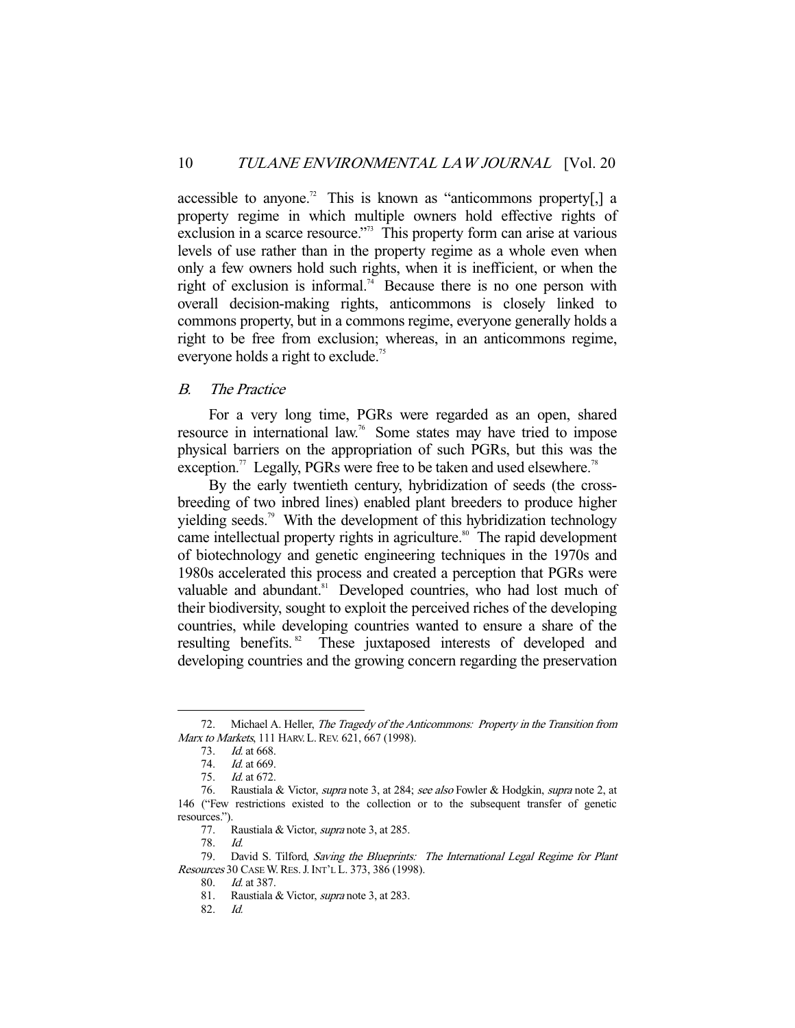accessible to anyone.[72] This is known as "anticommons property[,] a property regime in which multiple owners hold effective rights of exclusion in a scarce resource."[73] This property form can arise at various levels of use rather than in the property regime as a whole even when only a few owners hold such rights, when it is inefficient, or when the right of exclusion is informal.[74] Because there is no one person with overall decision-making rights, anticommons is closely linked to commons property, but in a commons regime, everyone generally holds a right to be free from exclusion; whereas, in an anticommons regime, everyone holds a right to exclude.[75]

### *B. The Practice*

For a very long time, PGRs were regarded as an open, shared resource in international law.[76] Some states may have tried to impose physical barriers on the appropriation of such PGRs, but this was the exception.[77] Legally, PGRs were free to be taken and used elsewhere.[78]

By the early twentieth century, hybridization of seeds (the cross-breeding of two inbred lines) enabled plant breeders to produce higher yielding seeds.[79] With the development of this hybridization technology came intellectual property rights in agriculture.[80] The rapid development of biotechnology and genetic engineering techniques in the 1970s and 1980s accelerated this process and created a perception that PGRs were valuable and abundant.[81] Developed countries, who had lost much of their biodiversity, sought to exploit the perceived riches of the developing countries, while developing countries wanted to ensure a share of the resulting benefits.[82] These juxtaposed interests of developed and developing countries and the growing concern regarding the preservation

---

72. Michael A. Heller, *The Tragedy of the Anticommons: Property in the Transition from Marx to Markets*, 111 HARV. L. REV. 621, 667 (1998).

73. *Id.* at 668.

74. *Id.* at 669.

75. *Id.* at 672.

76. Raustiala & Victor, *supra* note 3, at 284; *see also* Fowler & Hodgkin, *supra* note 2, at 146 ("Few restrictions existed to the collection or to the subsequent transfer of genetic resources.").

77. Raustiala & Victor, *supra* note 3, at 285.

78. *Id.*

79. David S. Tilford, *Saving the Blueprints: The International Legal Regime for Plant Resources* 30 CASE W. RES. J. INT'L L. 373, 386 (1998).

80. *Id.* at 387.

81. Raustiala & Victor, *supra* note 3, at 283.

82. *Id.*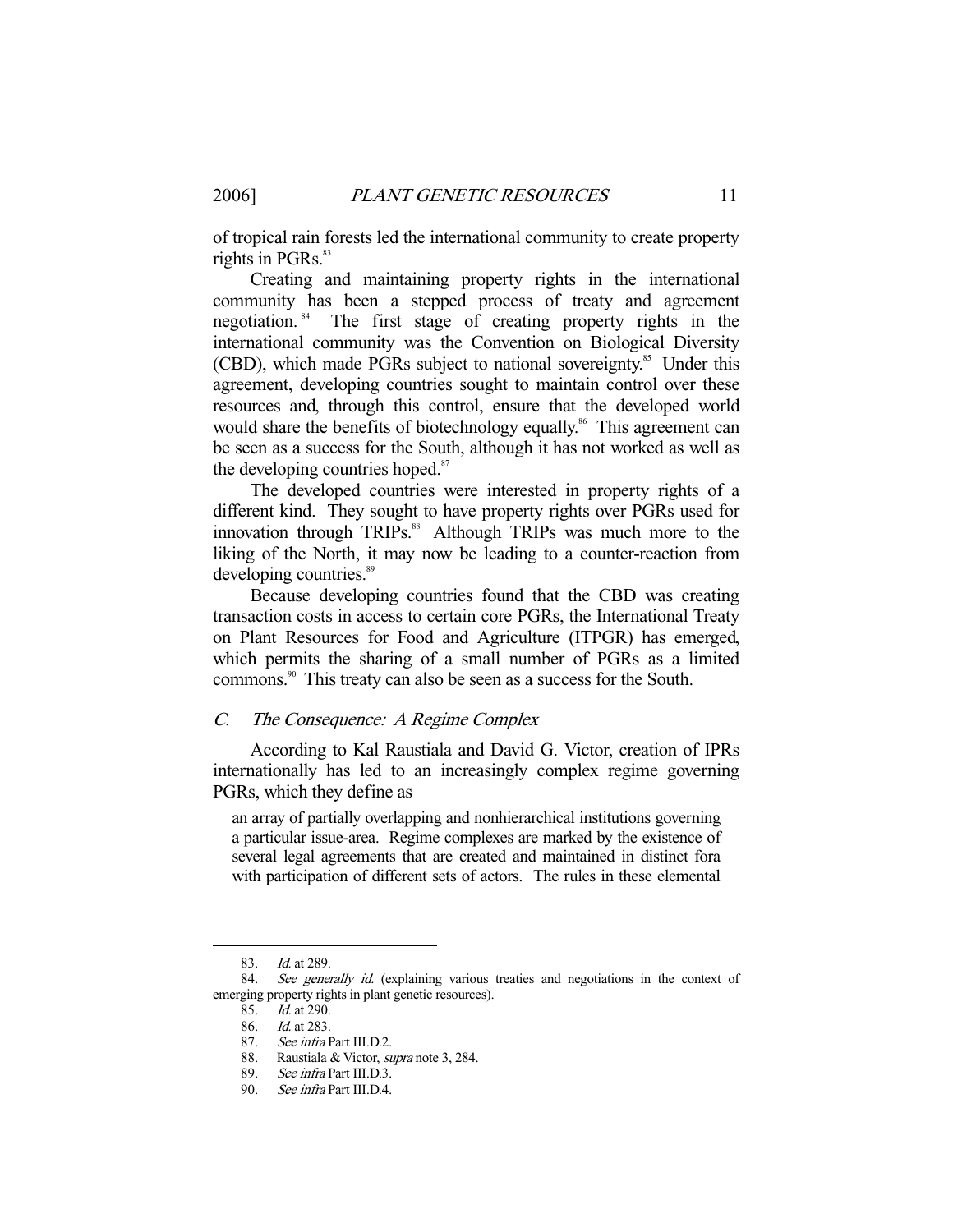of tropical rain forests led the international community to create property rights in PGRs.[83]

Creating and maintaining property rights in the international community has been a stepped process of treaty and agreement negotiation.[84] The first stage of creating property rights in the international community was the Convention on Biological Diversity (CBD), which made PGRs subject to national sovereignty.[85] Under this agreement, developing countries sought to maintain control over these resources and, through this control, ensure that the developed world would share the benefits of biotechnology equally.[86] This agreement can be seen as a success for the South, although it has not worked as well as the developing countries hoped.[87]

The developed countries were interested in property rights of a different kind. They sought to have property rights over PGRs used for innovation through TRIPs.[88] Although TRIPs was much more to the liking of the North, it may now be leading to a counter-reaction from developing countries.[89]

Because developing countries found that the CBD was creating transaction costs in access to certain core PGRs, the International Treaty on Plant Resources for Food and Agriculture (ITPGR) has emerged, which permits the sharing of a small number of PGRs as a limited commons.[90] This treaty can also be seen as a success for the South.

### C. *The Consequence: A Regime Complex*

According to Kal Raustiala and David G. Victor, creation of IPRs internationally has led to an increasingly complex regime governing PGRs, which they define as

> an array of partially overlapping and nonhierarchical institutions governing a particular issue-area. Regime complexes are marked by the existence of several legal agreements that are created and maintained in distinct fora with participation of different sets of actors. The rules in these elemental

---

83. *Id.* at 289.
84. *See generally id.* (explaining various treaties and negotiations in the context of emerging property rights in plant genetic resources).
85. *Id.* at 290.
86. *Id.* at 283.
87. *See infra* Part III.D.2.
88. Raustiala & Victor, *supra* note 3, 284.
89. *See infra* Part III.D.3.
90. *See infra* Part III.D.4.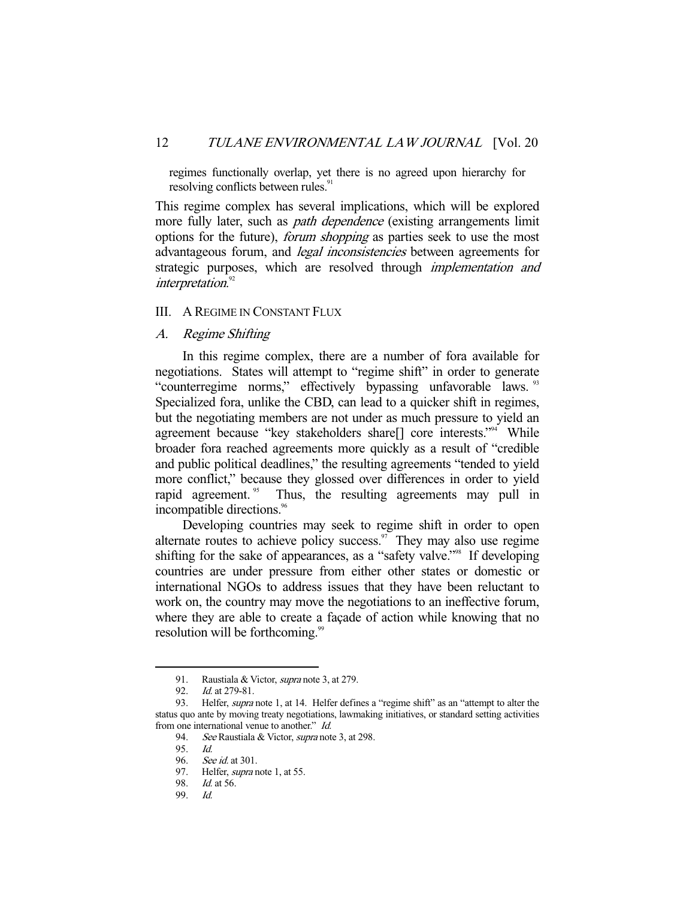regimes functionally overlap, yet there is no agreed upon hierarchy for resolving conflicts between rules.[91]

This regime complex has several implications, which will be explored more fully later, such as *path dependence* (existing arrangements limit options for the future), *forum shopping* as parties seek to use the most advantageous forum, and *legal inconsistencies* between agreements for strategic purposes, which are resolved through *implementation and interpretation*.[92]

## III. A REGIME IN CONSTANT FLUX

### *A. Regime Shifting*

In this regime complex, there are a number of fora available for negotiations. States will attempt to "regime shift" in order to generate "counterregime norms," effectively bypassing unfavorable laws.[93] Specialized fora, unlike the CBD, can lead to a quicker shift in regimes, but the negotiating members are not under as much pressure to yield an agreement because "key stakeholders share[] core interests."[94] While broader fora reached agreements more quickly as a result of "credible and public political deadlines," the resulting agreements "tended to yield more conflict," because they glossed over differences in order to yield rapid agreement.[95] Thus, the resulting agreements may pull in incompatible directions.[96]

Developing countries may seek to regime shift in order to open alternate routes to achieve policy success.[97] They may also use regime shifting for the sake of appearances, as a "safety valve."[98] If developing countries are under pressure from either other states or domestic or international NGOs to address issues that they have been reluctant to work on, the country may move the negotiations to an ineffective forum, where they are able to create a façade of action while knowing that no resolution will be forthcoming.[99]

---

91. Raustiala & Victor, *supra* note 3, at 279.

92. *Id.* at 279-81.

93. Helfer, *supra* note 1, at 14. Helfer defines a "regime shift" as an "attempt to alter the status quo ante by moving treaty negotiations, lawmaking initiatives, or standard setting activities from one international venue to another." *Id.*

94. *See* Raustiala & Victor, *supra* note 3, at 298.

95. *Id.*

96. *See id.* at 301.

97. Helfer, *supra* note 1, at 55.

98. *Id.* at 56.

99. *Id.*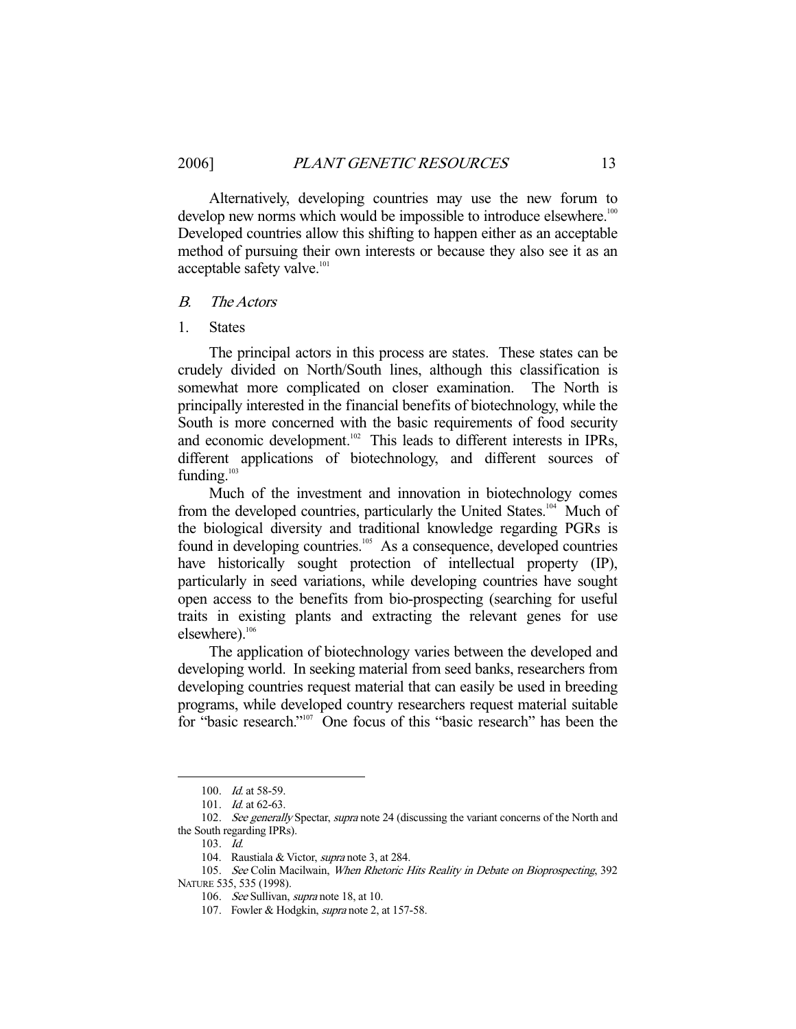Alternatively, developing countries may use the new forum to develop new norms which would be impossible to introduce elsewhere.[100] Developed countries allow this shifting to happen either as an acceptable method of pursuing their own interests or because they also see it as an acceptable safety valve.[101]

### *B. The Actors*

#### 1. States

The principal actors in this process are states. These states can be crudely divided on North/South lines, although this classification is somewhat more complicated on closer examination. The North is principally interested in the financial benefits of biotechnology, while the South is more concerned with the basic requirements of food security and economic development.[102] This leads to different interests in IPRs, different applications of biotechnology, and different sources of funding.[103]

Much of the investment and innovation in biotechnology comes from the developed countries, particularly the United States.[104] Much of the biological diversity and traditional knowledge regarding PGRs is found in developing countries.[105] As a consequence, developed countries have historically sought protection of intellectual property (IP), particularly in seed variations, while developing countries have sought open access to the benefits from bio-prospecting (searching for useful traits in existing plants and extracting the relevant genes for use elsewhere).[106]

The application of biotechnology varies between the developed and developing world. In seeking material from seed banks, researchers from developing countries request material that can easily be used in breeding programs, while developed country researchers request material suitable for "basic research."[107] One focus of this "basic research" has been the

---

100. *Id.* at 58-59.

101. *Id.* at 62-63.

102. *See generally* Spectar, *supra* note 24 (discussing the variant concerns of the North and the South regarding IPRs).

103. *Id.*

104. Raustiala & Victor, *supra* note 3, at 284.

105. *See* Colin Macilwain, *When Rhetoric Hits Reality in Debate on Bioprospecting*, 392 NATURE 535, 535 (1998).

106. *See* Sullivan, *supra* note 18, at 10.

107. Fowler & Hodgkin, *supra* note 2, at 157-58.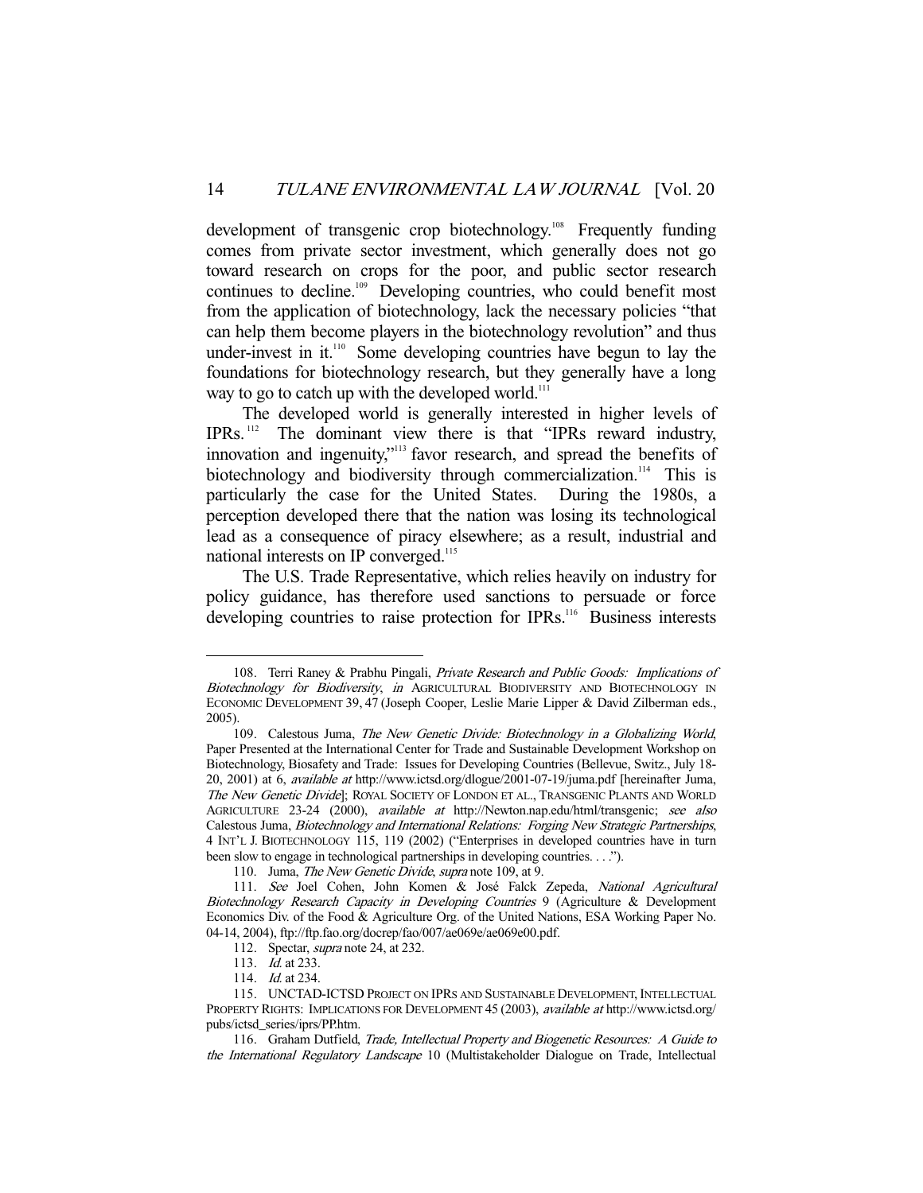development of transgenic crop biotechnology.[108] Frequently funding comes from private sector investment, which generally does not go toward research on crops for the poor, and public sector research continues to decline.[109] Developing countries, who could benefit most from the application of biotechnology, lack the necessary policies "that can help them become players in the biotechnology revolution" and thus under-invest in it.[110] Some developing countries have begun to lay the foundations for biotechnology research, but they generally have a long way to go to catch up with the developed world.[111]

The developed world is generally interested in higher levels of IPRs.[112] The dominant view there is that "IPRs reward industry, innovation and ingenuity,"[113] favor research, and spread the benefits of biotechnology and biodiversity through commercialization.[114] This is particularly the case for the United States. During the 1980s, a perception developed there that the nation was losing its technological lead as a consequence of piracy elsewhere; as a result, industrial and national interests on IP converged.[115]

The U.S. Trade Representative, which relies heavily on industry for policy guidance, has therefore used sanctions to persuade or force developing countries to raise protection for IPRs.[116] Business interests

---

108. Terri Raney & Prabhu Pingali, *Private Research and Public Goods: Implications of Biotechnology for Biodiversity*, *in* AGRICULTURAL BIODIVERSITY AND BIOTECHNOLOGY IN ECONOMIC DEVELOPMENT 39, 47 (Joseph Cooper, Leslie Marie Lipper & David Zilberman eds., 2005).

109. Calestous Juma, *The New Genetic Divide: Biotechnology in a Globalizing World*, Paper Presented at the International Center for Trade and Sustainable Development Workshop on Biotechnology, Biosafety and Trade: Issues for Developing Countries (Bellevue, Switz., July 18-20, 2001) at 6, *available at* http://www.ictsd.org/dlogue/2001-07-19/juma.pdf [hereinafter Juma, *The New Genetic Divide*]; ROYAL SOCIETY OF LONDON ET AL., TRANSGENIC PLANTS AND WORLD AGRICULTURE 23-24 (2000), *available at* http://Newton.nap.edu/html/transgenic; *see also* Calestous Juma, *Biotechnology and International Relations: Forging New Strategic Partnerships*, 4 INT'L J. BIOTECHNOLOGY 115, 119 (2002) ("Enterprises in developed countries have in turn been slow to engage in technological partnerships in developing countries. . . .").

110. Juma, *The New Genetic Divide*, *supra* note 109, at 9.

111. *See* Joel Cohen, John Komen & José Falck Zepeda, *National Agricultural Biotechnology Research Capacity in Developing Countries* 9 (Agriculture & Development Economics Div. of the Food & Agriculture Org. of the United Nations, ESA Working Paper No. 04-14, 2004), ftp://ftp.fao.org/docrep/fao/007/ae069e/ae069e00.pdf.

112. Spectar, *supra* note 24, at 232.

113. *Id.* at 233.

114. *Id.* at 234.

115. UNCTAD-ICTSD PROJECT ON IPRS AND SUSTAINABLE DEVELOPMENT, INTELLECTUAL PROPERTY RIGHTS: IMPLICATIONS FOR DEVELOPMENT 45 (2003), *available at* http://www.ictsd.org/pubs/ictsd_series/iprs/PP.htm.

116. Graham Dutfield, *Trade, Intellectual Property and Biogenetic Resources: A Guide to the International Regulatory Landscape* 10 (Multistakeholder Dialogue on Trade, Intellectual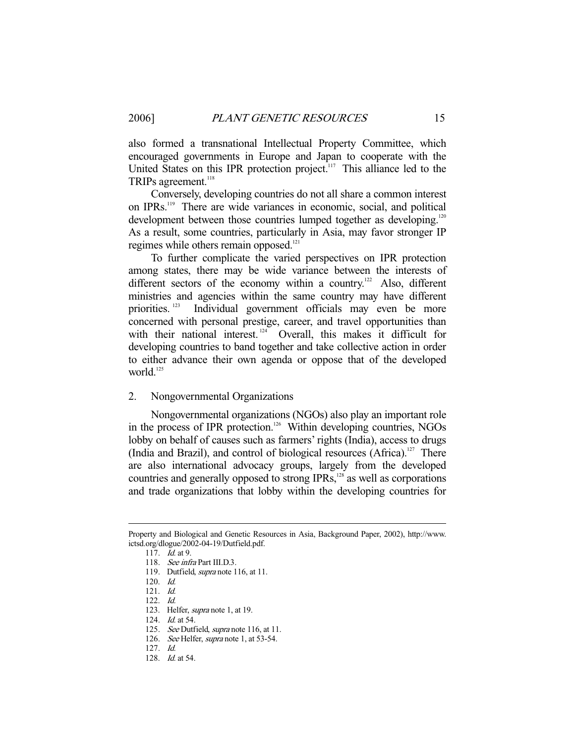also formed a transnational Intellectual Property Committee, which encouraged governments in Europe and Japan to cooperate with the United States on this IPR protection project.[117] This alliance led to the TRIPs agreement.[118]

Conversely, developing countries do not all share a common interest on IPRs.[119] There are wide variances in economic, social, and political development between those countries lumped together as developing.[120] As a result, some countries, particularly in Asia, may favor stronger IP regimes while others remain opposed.[121]

To further complicate the varied perspectives on IPR protection among states, there may be wide variance between the interests of different sectors of the economy within a country.[122] Also, different ministries and agencies within the same country may have different priorities.[123] Individual government officials may even be more concerned with personal prestige, career, and travel opportunities than with their national interest.[124] Overall, this makes it difficult for developing countries to band together and take collective action in order to either advance their own agenda or oppose that of the developed world.[125]

### 2. Nongovernmental Organizations

Nongovernmental organizations (NGOs) also play an important role in the process of IPR protection.[126] Within developing countries, NGOs lobby on behalf of causes such as farmers' rights (India), access to drugs (India and Brazil), and control of biological resources (Africa).[127] There are also international advocacy groups, largely from the developed countries and generally opposed to strong IPRs,[128] as well as corporations and trade organizations that lobby within the developing countries for

---

Property and Biological and Genetic Resources in Asia, Background Paper, 2002), http://www.ictsd.org/dlogue/2002-04-19/Dutfield.pdf.

117. *Id.* at 9.
118. *See infra* Part III.D.3.
119. Dutfield, *supra* note 116, at 11.
120. *Id.*
121. *Id.*
122. *Id.*
123. Helfer, *supra* note 1, at 19.
124. *Id.* at 54.
125. *See* Dutfield, *supra* note 116, at 11.
126. *See* Helfer, *supra* note 1, at 53-54.
127. *Id.*
128. *Id.* at 54.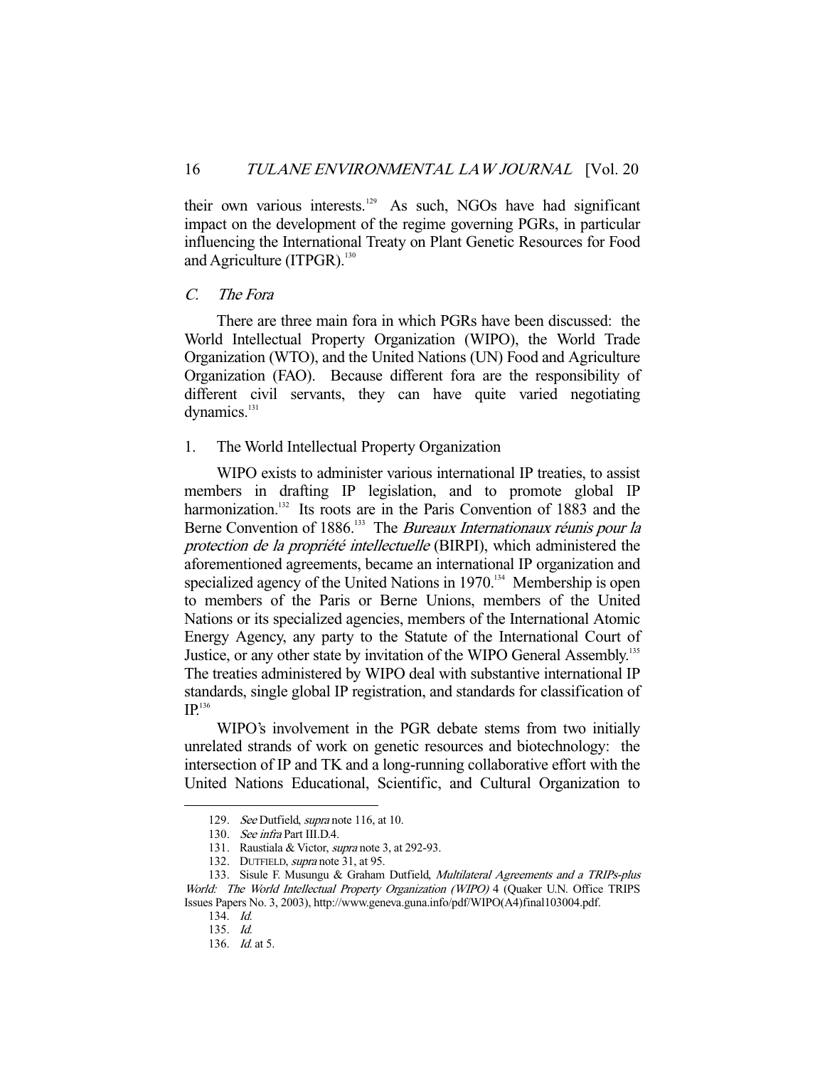their own various interests.[129] As such, NGOs have had significant impact on the development of the regime governing PGRs, in particular influencing the International Treaty on Plant Genetic Resources for Food and Agriculture (ITPGR).[130]

### *C. The Fora*

There are three main fora in which PGRs have been discussed: the World Intellectual Property Organization (WIPO), the World Trade Organization (WTO), and the United Nations (UN) Food and Agriculture Organization (FAO). Because different fora are the responsibility of different civil servants, they can have quite varied negotiating dynamics.[131]

#### 1. The World Intellectual Property Organization

WIPO exists to administer various international IP treaties, to assist members in drafting IP legislation, and to promote global IP harmonization.[132] Its roots are in the Paris Convention of 1883 and the Berne Convention of 1886.[133] The *Bureaux Internationaux réunis pour la protection de la propriété intellectuelle* (BIRPI), which administered the aforementioned agreements, became an international IP organization and specialized agency of the United Nations in 1970.[134] Membership is open to members of the Paris or Berne Unions, members of the United Nations or its specialized agencies, members of the International Atomic Energy Agency, any party to the Statute of the International Court of Justice, or any other state by invitation of the WIPO General Assembly.[135] The treaties administered by WIPO deal with substantive international IP standards, single global IP registration, and standards for classification of IP.[136]

WIPO's involvement in the PGR debate stems from two initially unrelated strands of work on genetic resources and biotechnology: the intersection of IP and TK and a long-running collaborative effort with the United Nations Educational, Scientific, and Cultural Organization to

---

129. *See* Dutfield, *supra* note 116, at 10.

130. *See infra* Part III.D.4.

131. Raustiala & Victor, *supra* note 3, at 292-93.

132. DUTFIELD, *supra* note 31, at 95.

133. Sisule F. Musungu & Graham Dutfield, *Multilateral Agreements and a TRIPs-plus World: The World Intellectual Property Organization (WIPO)* 4 (Quaker U.N. Office TRIPS Issues Papers No. 3, 2003), http://www.geneva.guna.info/pdf/WIPO(A4)final103004.pdf.

134. *Id.*

135. *Id.*

136. *Id.* at 5.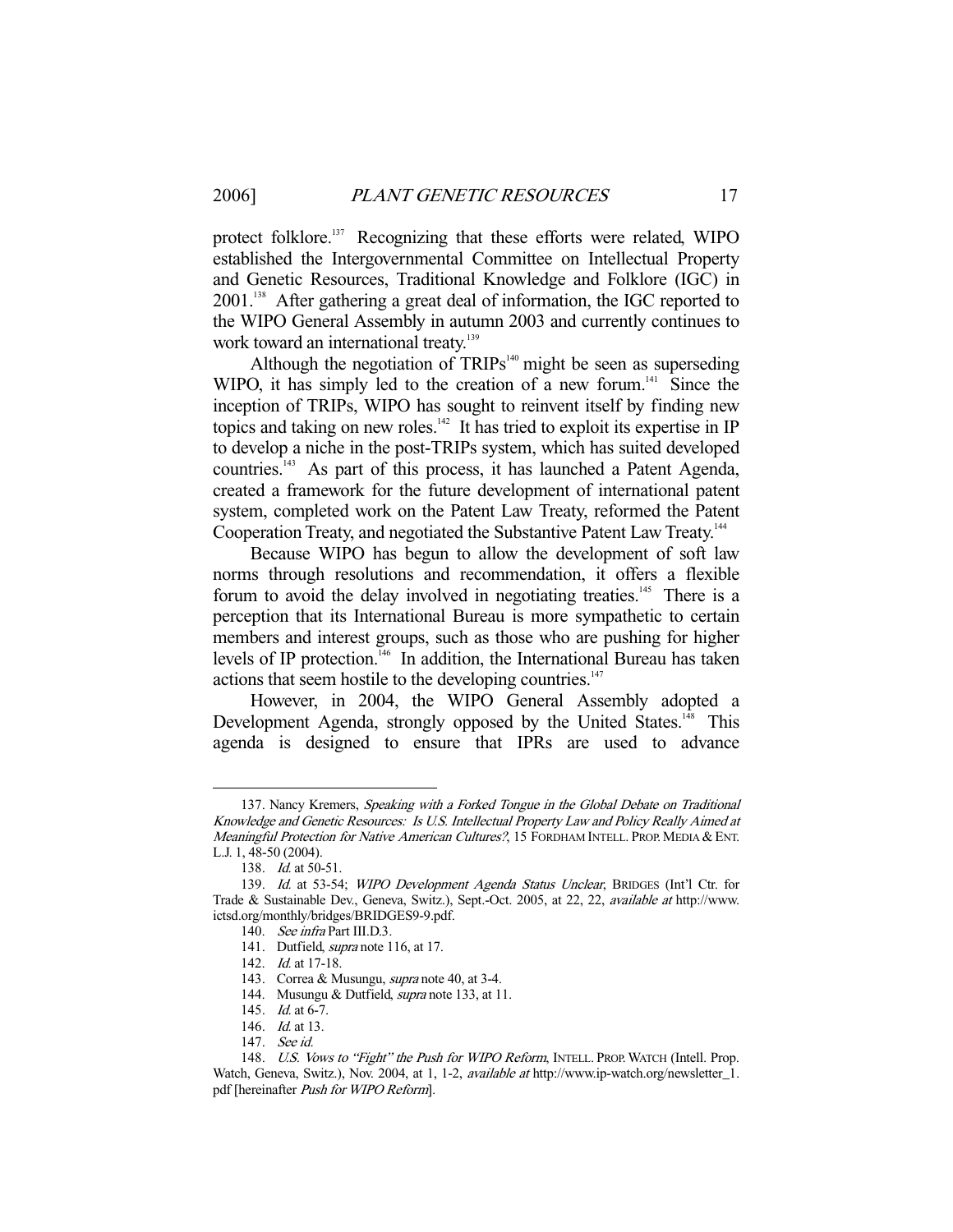protect folklore.[137] Recognizing that these efforts were related, WIPO established the Intergovernmental Committee on Intellectual Property and Genetic Resources, Traditional Knowledge and Folklore (IGC) in 2001.[138] After gathering a great deal of information, the IGC reported to the WIPO General Assembly in autumn 2003 and currently continues to work toward an international treaty.[139]

Although the negotiation of TRIPs[140] might be seen as superseding WIPO, it has simply led to the creation of a new forum.[141] Since the inception of TRIPs, WIPO has sought to reinvent itself by finding new topics and taking on new roles.[142] It has tried to exploit its expertise in IP to develop a niche in the post-TRIPs system, which has suited developed countries.[143] As part of this process, it has launched a Patent Agenda, created a framework for the future development of international patent system, completed work on the Patent Law Treaty, reformed the Patent Cooperation Treaty, and negotiated the Substantive Patent Law Treaty.[144]

Because WIPO has begun to allow the development of soft law norms through resolutions and recommendation, it offers a flexible forum to avoid the delay involved in negotiating treaties.[145] There is a perception that its International Bureau is more sympathetic to certain members and interest groups, such as those who are pushing for higher levels of IP protection.[146] In addition, the International Bureau has taken actions that seem hostile to the developing countries.[147]

However, in 2004, the WIPO General Assembly adopted a Development Agenda, strongly opposed by the United States.[148] This agenda is designed to ensure that IPRs are used to advance

---

137. Nancy Kremers, *Speaking with a Forked Tongue in the Global Debate on Traditional Knowledge and Genetic Resources: Is U.S. Intellectual Property Law and Policy Really Aimed at Meaningful Protection for Native American Cultures?*, 15 FORDHAM INTELL. PROP. MEDIA & ENT. L.J. 1, 48-50 (2004).

138. *Id.* at 50-51.

139. *Id.* at 53-54; *WIPO Development Agenda Status Unclear*, BRIDGES (Int'l Ctr. for Trade & Sustainable Dev., Geneva, Switz.), Sept.-Oct. 2005, at 22, 22, *available at* http://www.ictsd.org/monthly/bridges/BRIDGES9-9.pdf.

140. *See infra* Part III.D.3.

141. Dutfield, *supra* note 116, at 17.

142. *Id.* at 17-18.

143. Correa & Musungu, *supra* note 40, at 3-4.

144. Musungu & Dutfield, *supra* note 133, at 11.

145. *Id.* at 6-7.

146. *Id.* at 13.

147. *See id.*

148. *U.S. Vows to "Fight" the Push for WIPO Reform*, INTELL. PROP. WATCH (Intell. Prop. Watch, Geneva, Switz.), Nov. 2004, at 1, 1-2, *available at* http://www.ip-watch.org/newsletter_1.pdf [hereinafter *Push for WIPO Reform*].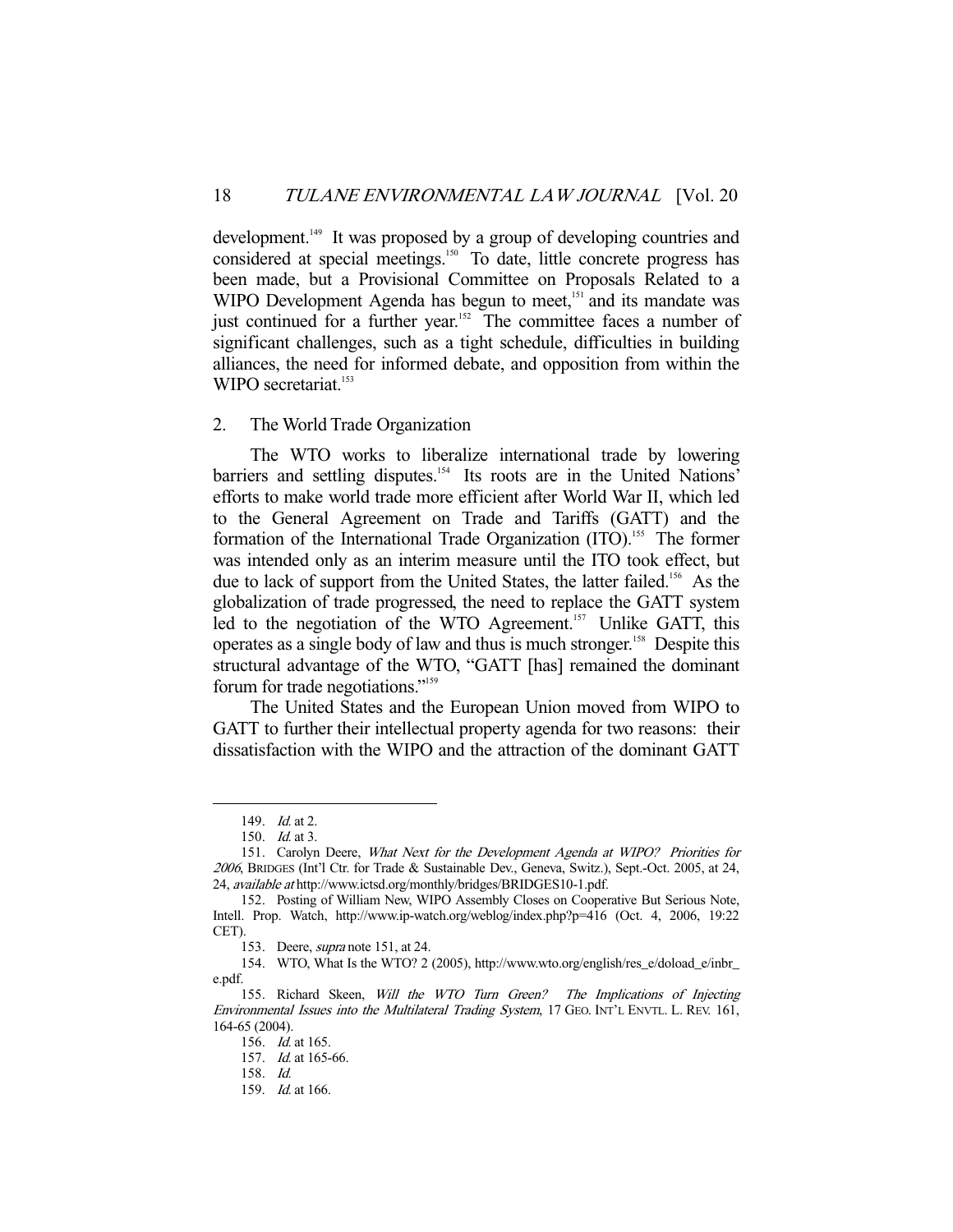development.[149] It was proposed by a group of developing countries and considered at special meetings.[150] To date, little concrete progress has been made, but a Provisional Committee on Proposals Related to a WIPO Development Agenda has begun to meet,[151] and its mandate was just continued for a further year.[152] The committee faces a number of significant challenges, such as a tight schedule, difficulties in building alliances, the need for informed debate, and opposition from within the WIPO secretariat.[153]

### 2. The World Trade Organization

The WTO works to liberalize international trade by lowering barriers and settling disputes.[154] Its roots are in the United Nations' efforts to make world trade more efficient after World War II, which led to the General Agreement on Trade and Tariffs (GATT) and the formation of the International Trade Organization (ITO).[155] The former was intended only as an interim measure until the ITO took effect, but due to lack of support from the United States, the latter failed.[156] As the globalization of trade progressed, the need to replace the GATT system led to the negotiation of the WTO Agreement.[157] Unlike GATT, this operates as a single body of law and thus is much stronger.[158] Despite this structural advantage of the WTO, "GATT [has] remained the dominant forum for trade negotiations."[159]

The United States and the European Union moved from WIPO to GATT to further their intellectual property agenda for two reasons: their dissatisfaction with the WIPO and the attraction of the dominant GATT

---

149. *Id.* at 2.

150. *Id.* at 3.

151. Carolyn Deere, *What Next for the Development Agenda at WIPO? Priorities for 2006*, BRIDGES (Int'l Ctr. for Trade & Sustainable Dev., Geneva, Switz.), Sept.-Oct. 2005, at 24, 24, *available at* http://www.ictsd.org/monthly/bridges/BRIDGES10-1.pdf.

152. Posting of William New, WIPO Assembly Closes on Cooperative But Serious Note, Intell. Prop. Watch, http://www.ip-watch.org/weblog/index.php?p=416 (Oct. 4, 2006, 19:22 CET).

153. Deere, *supra* note 151, at 24.

154. WTO, What Is the WTO? 2 (2005), http://www.wto.org/english/res_e/doload_e/inbr_e.pdf.

155. Richard Skeen, *Will the WTO Turn Green? The Implications of Injecting Environmental Issues into the Multilateral Trading System*, 17 GEO. INT'L ENVTL. L. REV. 161, 164-65 (2004).

156. *Id.* at 165.

157. *Id.* at 165-66.

158. *Id.*

159. *Id.* at 166.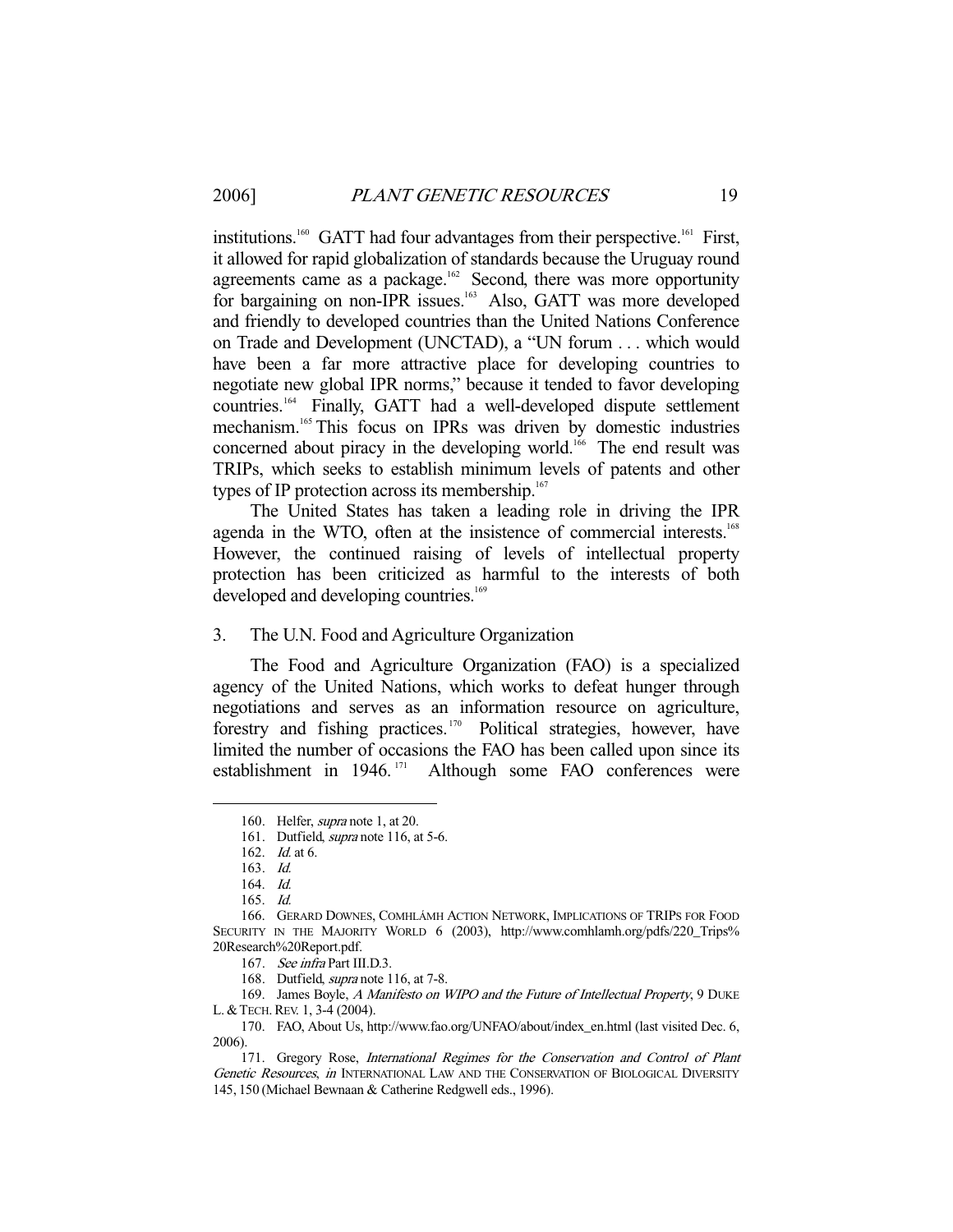institutions.[160] GATT had four advantages from their perspective.[161] First, it allowed for rapid globalization of standards because the Uruguay round agreements came as a package.[162] Second, there was more opportunity for bargaining on non-IPR issues.[163] Also, GATT was more developed and friendly to developed countries than the United Nations Conference on Trade and Development (UNCTAD), a "UN forum . . . which would have been a far more attractive place for developing countries to negotiate new global IPR norms," because it tended to favor developing countries.[164] Finally, GATT had a well-developed dispute settlement mechanism.[165] This focus on IPRs was driven by domestic industries concerned about piracy in the developing world.[166] The end result was TRIPs, which seeks to establish minimum levels of patents and other types of IP protection across its membership.[167]

The United States has taken a leading role in driving the IPR agenda in the WTO, often at the insistence of commercial interests.[168] However, the continued raising of levels of intellectual property protection has been criticized as harmful to the interests of both developed and developing countries.[169]

### 3. The U.N. Food and Agriculture Organization

The Food and Agriculture Organization (FAO) is a specialized agency of the United Nations, which works to defeat hunger through negotiations and serves as an information resource on agriculture, forestry and fishing practices.[170] Political strategies, however, have limited the number of occasions the FAO has been called upon since its establishment in 1946.[171] Although some FAO conferences were

---

160. Helfer, *supra* note 1, at 20.

161. Dutfield, *supra* note 116, at 5-6.

162. *Id.* at 6.

163. *Id.*

164. *Id.*

165. *Id.*

166. GERARD DOWNES, COMHLÁMH ACTION NETWORK, IMPLICATIONS OF TRIPS FOR FOOD SECURITY IN THE MAJORITY WORLD 6 (2003), http://www.comhlamh.org/pdfs/220_Trips%20Research%20Report.pdf.

167. *See infra* Part III.D.3.

168. Dutfield, *supra* note 116, at 7-8.

169. James Boyle, *A Manifesto on WIPO and the Future of Intellectual Property*, 9 DUKE L. & TECH. REV. 1, 3-4 (2004).

170. FAO, About Us, http://www.fao.org/UNFAO/about/index_en.html (last visited Dec. 6, 2006).

171. Gregory Rose, *International Regimes for the Conservation and Control of Plant Genetic Resources*, *in* INTERNATIONAL LAW AND THE CONSERVATION OF BIOLOGICAL DIVERSITY 145, 150 (Michael Bewnaan & Catherine Redgwell eds., 1996).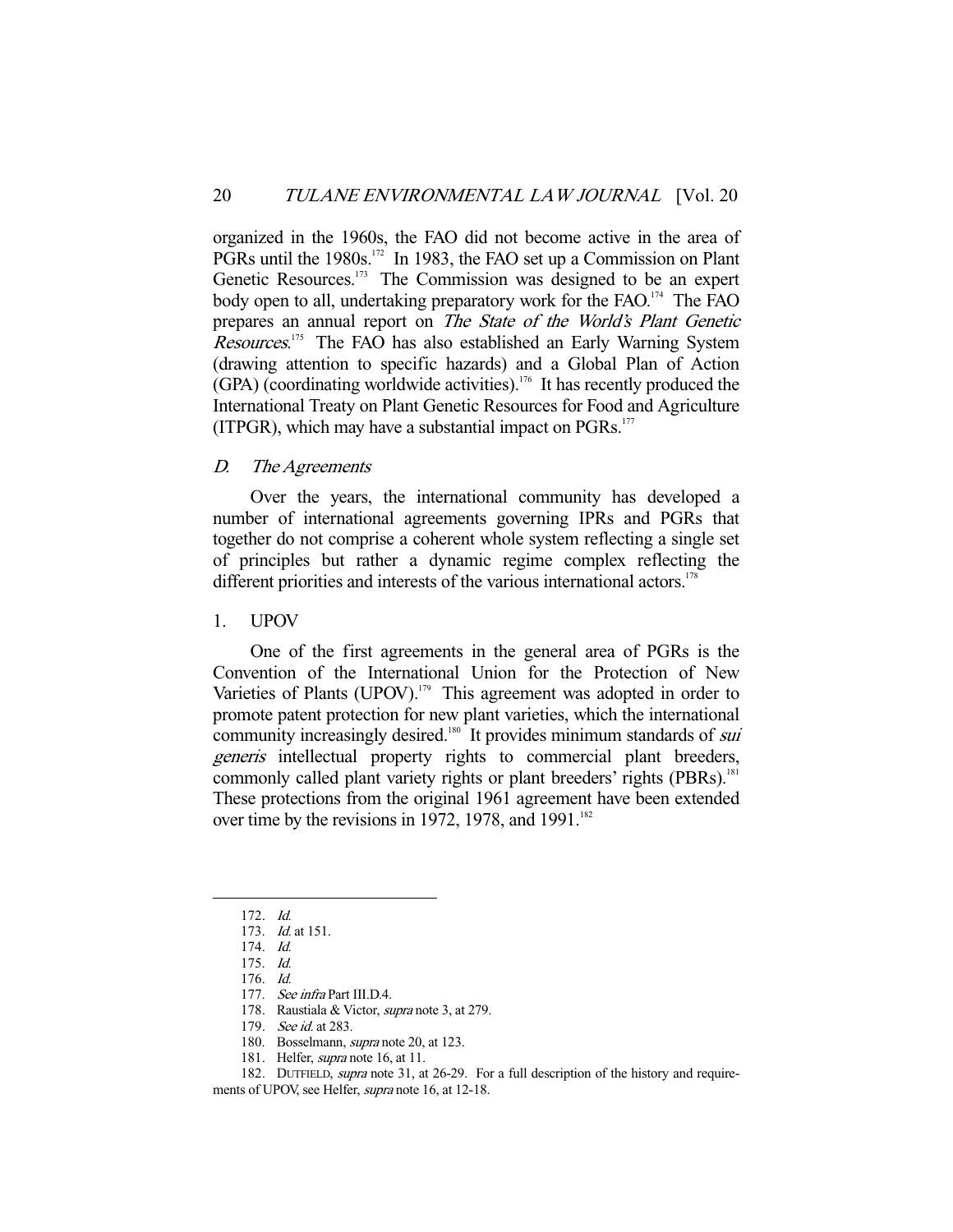organized in the 1960s, the FAO did not become active in the area of PGRs until the 1980s.[172] In 1983, the FAO set up a Commission on Plant Genetic Resources.[173] The Commission was designed to be an expert body open to all, undertaking preparatory work for the FAO.[174] The FAO prepares an annual report on *The State of the World's Plant Genetic Resources*.[175] The FAO has also established an Early Warning System (drawing attention to specific hazards) and a Global Plan of Action (GPA) (coordinating worldwide activities).[176] It has recently produced the International Treaty on Plant Genetic Resources for Food and Agriculture (ITPGR), which may have a substantial impact on PGRs.[177]

### D. *The Agreements*

Over the years, the international community has developed a number of international agreements governing IPRs and PGRs that together do not comprise a coherent whole system reflecting a single set of principles but rather a dynamic regime complex reflecting the different priorities and interests of the various international actors.[178]

#### 1. UPOV

One of the first agreements in the general area of PGRs is the Convention of the International Union for the Protection of New Varieties of Plants (UPOV).[179] This agreement was adopted in order to promote patent protection for new plant varieties, which the international community increasingly desired.[180] It provides minimum standards of *sui generis* intellectual property rights to commercial plant breeders, commonly called plant variety rights or plant breeders' rights (PBRs).[181] These protections from the original 1961 agreement have been extended over time by the revisions in 1972, 1978, and 1991.[182]

---

172. *Id.*
173. *Id.* at 151.
174. *Id.*
175. *Id.*
176. *Id.*
177. *See infra* Part III.D.4.
178. Raustiala & Victor, *supra* note 3, at 279.
179. *See id.* at 283.
180. Bosselmann, *supra* note 20, at 123.
181. Helfer, *supra* note 16, at 11.
182. DUTFIELD, *supra* note 31, at 26-29. For a full description of the history and requirements of UPOV, see Helfer, *supra* note 16, at 12-18.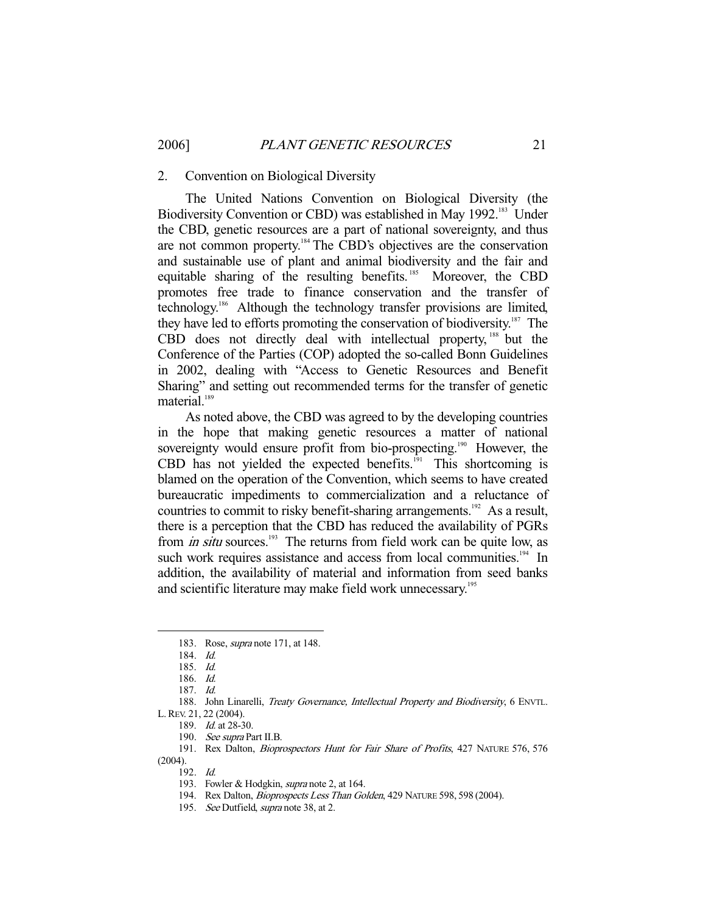### 2. Convention on Biological Diversity

The United Nations Convention on Biological Diversity (the Biodiversity Convention or CBD) was established in May 1992.[183] Under the CBD, genetic resources are a part of national sovereignty, and thus are not common property.[184] The CBD's objectives are the conservation and sustainable use of plant and animal biodiversity and the fair and equitable sharing of the resulting benefits.[185] Moreover, the CBD promotes free trade to finance conservation and the transfer of technology.[186] Although the technology transfer provisions are limited, they have led to efforts promoting the conservation of biodiversity.[187] The CBD does not directly deal with intellectual property,[188] but the Conference of the Parties (COP) adopted the so-called Bonn Guidelines in 2002, dealing with "Access to Genetic Resources and Benefit Sharing" and setting out recommended terms for the transfer of genetic material.[189]

As noted above, the CBD was agreed to by the developing countries in the hope that making genetic resources a matter of national sovereignty would ensure profit from bio-prospecting.[190] However, the CBD has not yielded the expected benefits.[191] This shortcoming is blamed on the operation of the Convention, which seems to have created bureaucratic impediments to commercialization and a reluctance of countries to commit to risky benefit-sharing arrangements.[192] As a result, there is a perception that the CBD has reduced the availability of PGRs from *in situ* sources.[193] The returns from field work can be quite low, as such work requires assistance and access from local communities.[194] In addition, the availability of material and information from seed banks and scientific literature may make field work unnecessary.[195]

---

183. Rose, *supra* note 171, at 148.

184. *Id.*

185. *Id.*

186. *Id.*

187. *Id.*

188. John Linarelli, *Treaty Governance, Intellectual Property and Biodiversity*, 6 ENVTL. L. REV. 21, 22 (2004).

189. *Id.* at 28-30.

190. *See supra* Part II.B.

191. Rex Dalton, *Bioprospectors Hunt for Fair Share of Profits*, 427 NATURE 576, 576 (2004).

192. *Id.*

193. Fowler & Hodgkin, *supra* note 2, at 164.

194. Rex Dalton, *Bioprospects Less Than Golden*, 429 NATURE 598, 598 (2004).

195. *See* Dutfield, *supra* note 38, at 2.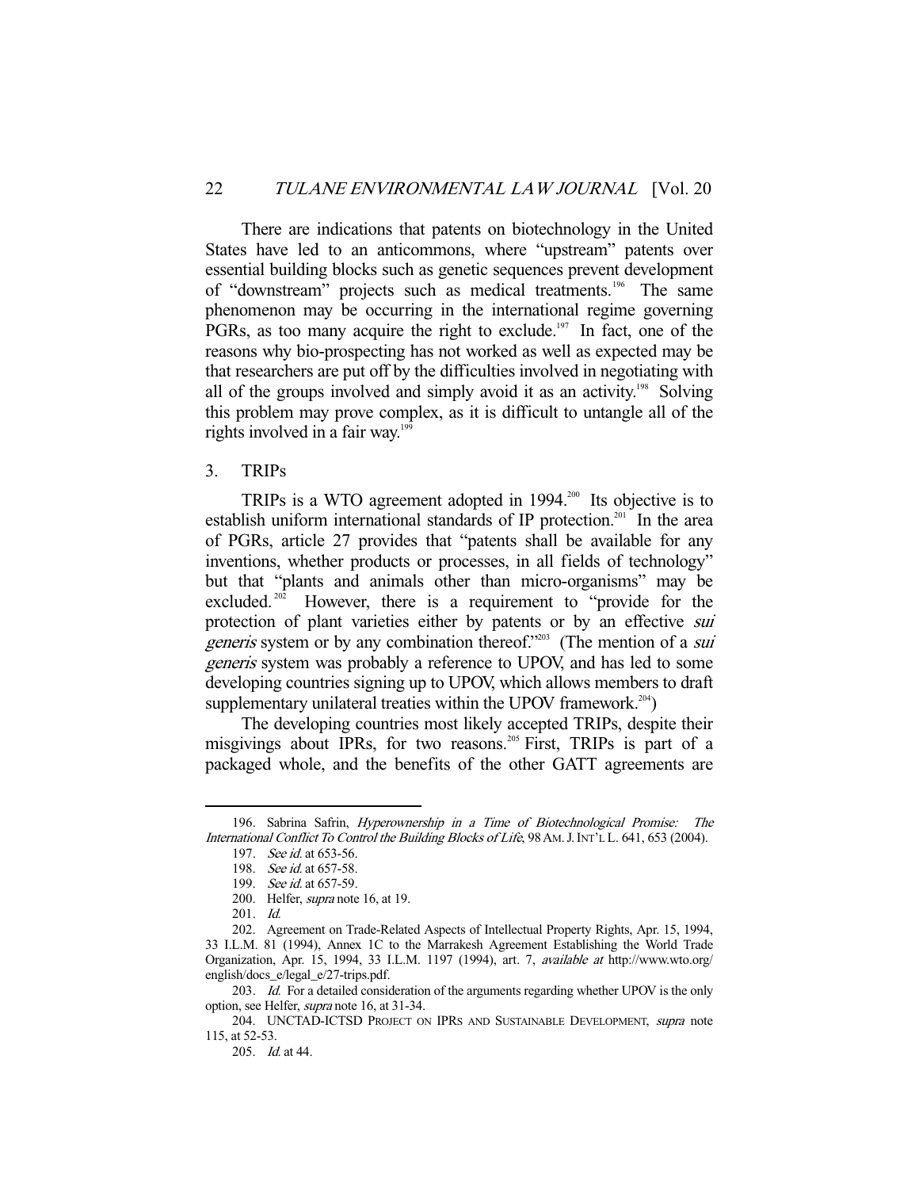There are indications that patents on biotechnology in the United States have led to an anticommons, where "upstream" patents over essential building blocks such as genetic sequences prevent development of "downstream" projects such as medical treatments.[196] The same phenomenon may be occurring in the international regime governing PGRs, as too many acquire the right to exclude.[197] In fact, one of the reasons why bio-prospecting has not worked as well as expected may be that researchers are put off by the difficulties involved in negotiating with all of the groups involved and simply avoid it as an activity.[198] Solving this problem may prove complex, as it is difficult to untangle all of the rights involved in a fair way.[199]

### 3. TRIPs

TRIPs is a WTO agreement adopted in 1994.[200] Its objective is to establish uniform international standards of IP protection.[201] In the area of PGRs, article 27 provides that "patents shall be available for any inventions, whether products or processes, in all fields of technology" but that "plants and animals other than micro-organisms" may be excluded.[202] However, there is a requirement to "provide for the protection of plant varieties either by patents or by an effective *sui generis* system or by any combination thereof."[203] (The mention of a *sui generis* system was probably a reference to UPOV, and has led to some developing countries signing up to UPOV, which allows members to draft supplementary unilateral treaties within the UPOV framework.[204])

The developing countries most likely accepted TRIPs, despite their misgivings about IPRs, for two reasons.[205] First, TRIPs is part of a packaged whole, and the benefits of the other GATT agreements are

---

196. Sabrina Safrin, *Hyperownership in a Time of Biotechnological Promise: The International Conflict To Control the Building Blocks of Life*, 98 AM. J. INT'L L. 641, 653 (2004).

197. *See id.* at 653-56.

198. *See id.* at 657-58.

199. *See id.* at 657-59.

200. Helfer, *supra* note 16, at 19.

201. *Id.*

202. Agreement on Trade-Related Aspects of Intellectual Property Rights, Apr. 15, 1994, 33 I.L.M. 81 (1994), Annex 1C to the Marrakesh Agreement Establishing the World Trade Organization, Apr. 15, 1994, 33 I.L.M. 1197 (1994), art. 7, *available at* http://www.wto.org/english/docs_e/legal_e/27-trips.pdf.

203. *Id.* For a detailed consideration of the arguments regarding whether UPOV is the only option, see Helfer, *supra* note 16, at 31-34.

204. UNCTAD-ICTSD PROJECT ON IPRS AND SUSTAINABLE DEVELOPMENT, *supra* note 115, at 52-53.

205. *Id.* at 44.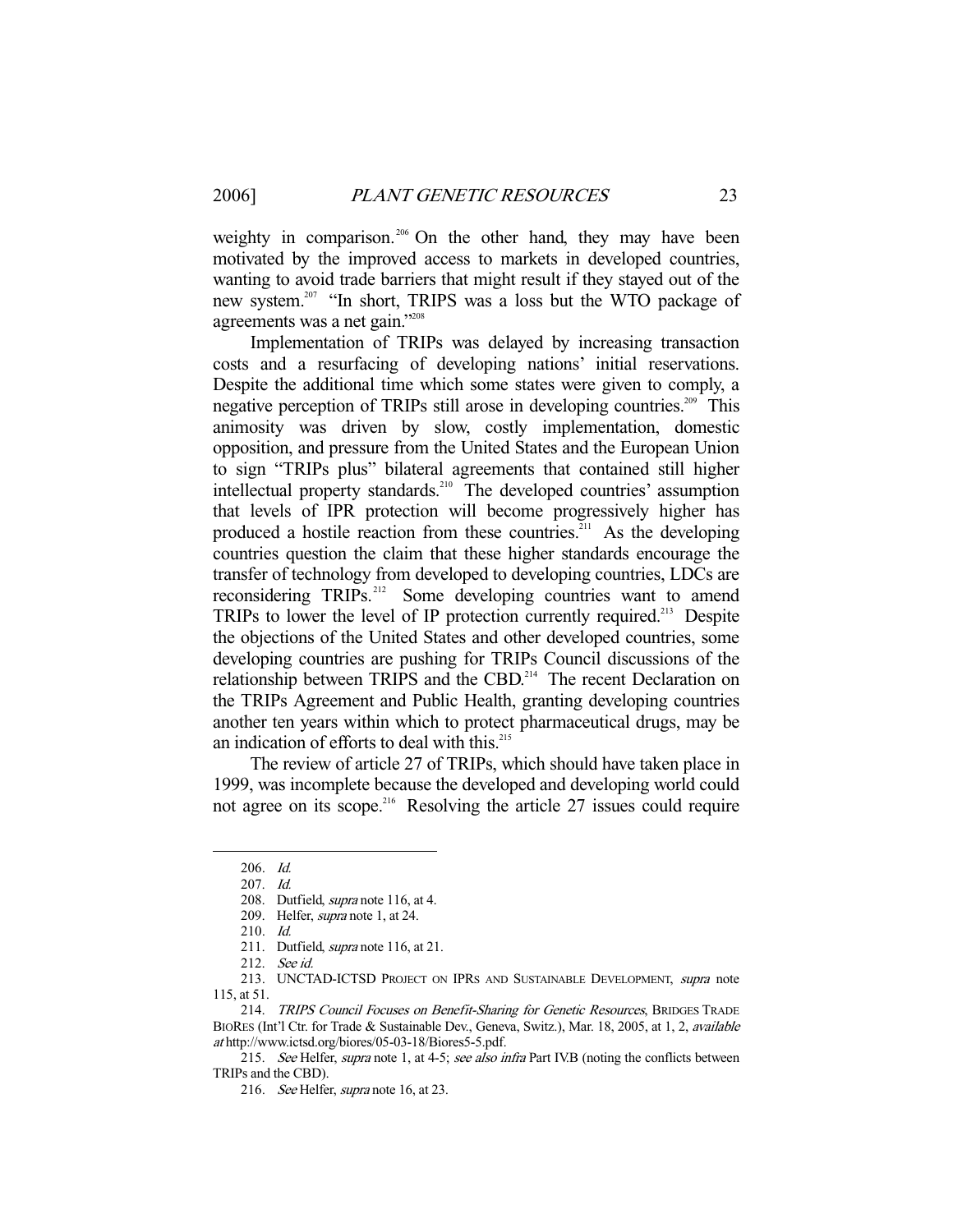weighty in comparison.[206] On the other hand, they may have been motivated by the improved access to markets in developed countries, wanting to avoid trade barriers that might result if they stayed out of the new system.[207] "In short, TRIPS was a loss but the WTO package of agreements was a net gain."[208]

Implementation of TRIPs was delayed by increasing transaction costs and a resurfacing of developing nations' initial reservations. Despite the additional time which some states were given to comply, a negative perception of TRIPs still arose in developing countries.[209] This animosity was driven by slow, costly implementation, domestic opposition, and pressure from the United States and the European Union to sign "TRIPs plus" bilateral agreements that contained still higher intellectual property standards.[210] The developed countries' assumption that levels of IPR protection will become progressively higher has produced a hostile reaction from these countries.[211] As the developing countries question the claim that these higher standards encourage the transfer of technology from developed to developing countries, LDCs are reconsidering TRIPs.[212] Some developing countries want to amend TRIPs to lower the level of IP protection currently required.[213] Despite the objections of the United States and other developed countries, some developing countries are pushing for TRIPs Council discussions of the relationship between TRIPS and the CBD.[214] The recent Declaration on the TRIPs Agreement and Public Health, granting developing countries another ten years within which to protect pharmaceutical drugs, may be an indication of efforts to deal with this.[215]

The review of article 27 of TRIPs, which should have taken place in 1999, was incomplete because the developed and developing world could not agree on its scope.[216] Resolving the article 27 issues could require

---

206. *Id.*

207. *Id.*

208. Dutfield, *supra* note 116, at 4.

209. Helfer, *supra* note 1, at 24.

210. *Id.*

211. Dutfield, *supra* note 116, at 21.

212. *See id.*

213. UNCTAD-ICTSD PROJECT ON IPRS AND SUSTAINABLE DEVELOPMENT, *supra* note 115, at 51.

214. *TRIPS Council Focuses on Benefit-Sharing for Genetic Resources*, BRIDGES TRADE BIORES (Int'l Ctr. for Trade & Sustainable Dev., Geneva, Switz.), Mar. 18, 2005, at 1, 2, *available at* http://www.ictsd.org/biores/05-03-18/Biores5-5.pdf.

215. *See* Helfer, *supra* note 1, at 4-5; *see also infra* Part IV.B (noting the conflicts between TRIPs and the CBD).

216. *See* Helfer, *supra* note 16, at 23.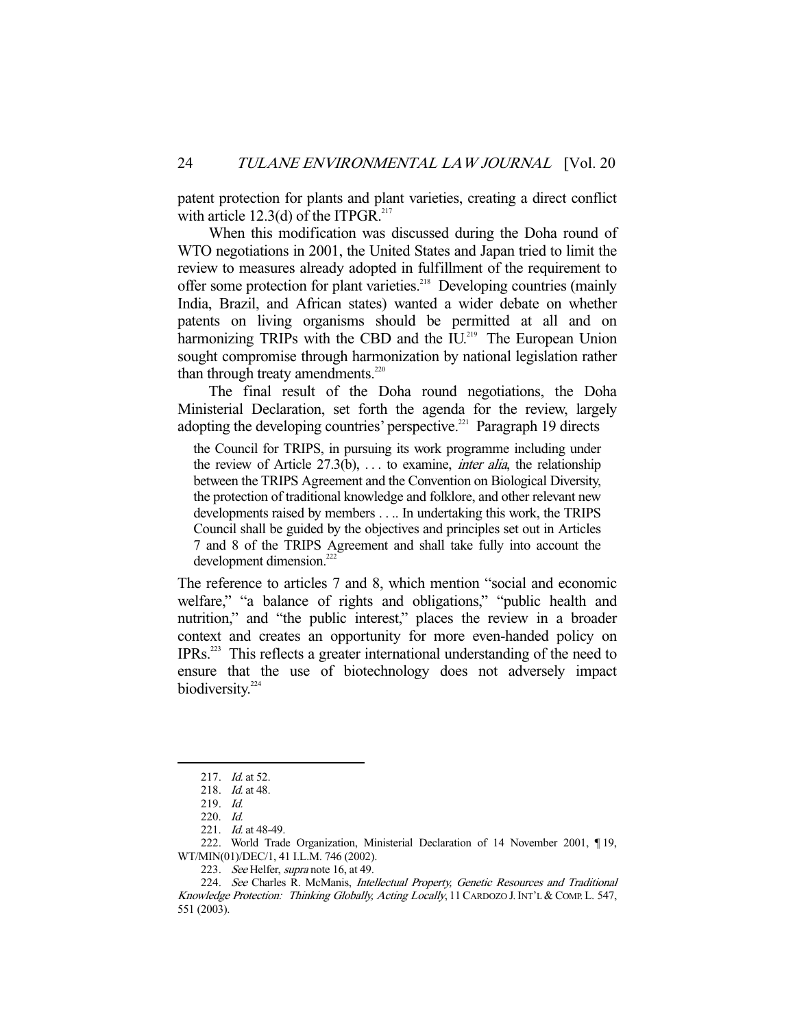patent protection for plants and plant varieties, creating a direct conflict with article 12.3(d) of the ITPGR.[217]

When this modification was discussed during the Doha round of WTO negotiations in 2001, the United States and Japan tried to limit the review to measures already adopted in fulfillment of the requirement to offer some protection for plant varieties.[218] Developing countries (mainly India, Brazil, and African states) wanted a wider debate on whether patents on living organisms should be permitted at all and on harmonizing TRIPs with the CBD and the IU.[219] The European Union sought compromise through harmonization by national legislation rather than through treaty amendments.[220]

The final result of the Doha round negotiations, the Doha Ministerial Declaration, set forth the agenda for the review, largely adopting the developing countries' perspective.[221] Paragraph 19 directs

> the Council for TRIPS, in pursuing its work programme including under the review of Article 27.3(b), . . . to examine, *inter alia*, the relationship between the TRIPS Agreement and the Convention on Biological Diversity, the protection of traditional knowledge and folklore, and other relevant new developments raised by members . . .. In undertaking this work, the TRIPS Council shall be guided by the objectives and principles set out in Articles 7 and 8 of the TRIPS Agreement and shall take fully into account the development dimension.[222]

The reference to articles 7 and 8, which mention "social and economic welfare," "a balance of rights and obligations," "public health and nutrition," and "the public interest," places the review in a broader context and creates an opportunity for more even-handed policy on IPRs.[223] This reflects a greater international understanding of the need to ensure that the use of biotechnology does not adversely impact biodiversity.[224]

---

217. *Id.* at 52.

218. *Id.* at 48.

219. *Id.*

220. *Id.*

221. *Id.* at 48-49.

222. World Trade Organization, Ministerial Declaration of 14 November 2001, ¶ 19, WT/MIN(01)/DEC/1, 41 I.L.M. 746 (2002).

223. *See* Helfer, *supra* note 16, at 49.

224. *See* Charles R. McManis, *Intellectual Property, Genetic Resources and Traditional Knowledge Protection: Thinking Globally, Acting Locally*, 11 CARDOZO J. INT'L & COMP. L. 547, 551 (2003).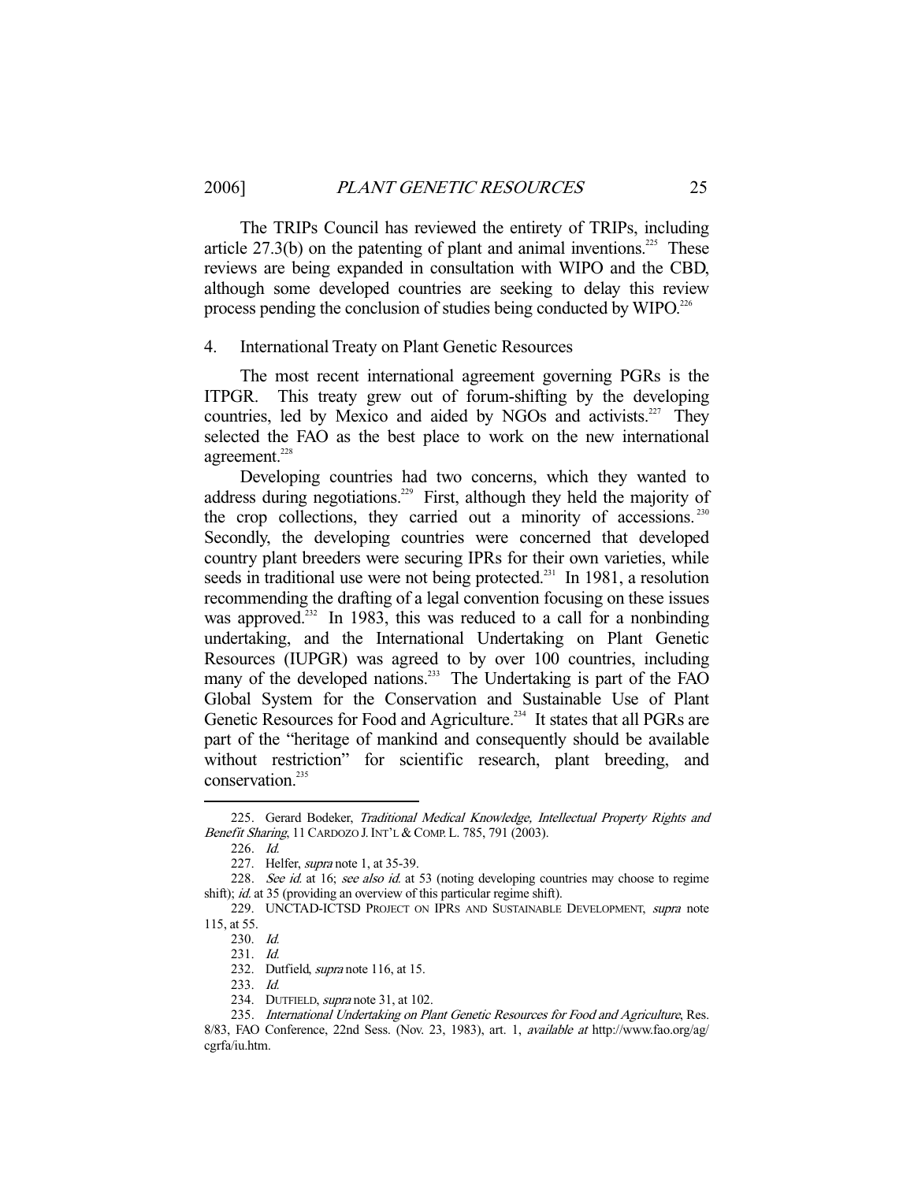The TRIPs Council has reviewed the entirety of TRIPs, including article 27.3(b) on the patenting of plant and animal inventions.[225] These reviews are being expanded in consultation with WIPO and the CBD, although some developed countries are seeking to delay this review process pending the conclusion of studies being conducted by WIPO.[226]

### 4. International Treaty on Plant Genetic Resources

The most recent international agreement governing PGRs is the ITPGR. This treaty grew out of forum-shifting by the developing countries, led by Mexico and aided by NGOs and activists.[227] They selected the FAO as the best place to work on the new international agreement.[228]

Developing countries had two concerns, which they wanted to address during negotiations.[229] First, although they held the majority of the crop collections, they carried out a minority of accessions.[230] Secondly, the developing countries were concerned that developed country plant breeders were securing IPRs for their own varieties, while seeds in traditional use were not being protected.[231] In 1981, a resolution recommending the drafting of a legal convention focusing on these issues was approved.[232] In 1983, this was reduced to a call for a nonbinding undertaking, and the International Undertaking on Plant Genetic Resources (IUPGR) was agreed to by over 100 countries, including many of the developed nations.[233] The Undertaking is part of the FAO Global System for the Conservation and Sustainable Use of Plant Genetic Resources for Food and Agriculture.[234] It states that all PGRs are part of the "heritage of mankind and consequently should be available without restriction" for scientific research, plant breeding, and conservation.[235]

---

225. Gerard Bodeker, *Traditional Medical Knowledge, Intellectual Property Rights and Benefit Sharing*, 11 CARDOZO J. INT'L & COMP. L. 785, 791 (2003).

226. *Id.*

227. Helfer, *supra* note 1, at 35-39.

228. *See id.* at 16; *see also id.* at 53 (noting developing countries may choose to regime shift); *id.* at 35 (providing an overview of this particular regime shift).

229. UNCTAD-ICTSD PROJECT ON IPRS AND SUSTAINABLE DEVELOPMENT, *supra* note 115, at 55.

230. *Id.*

231. *Id.*

232. Dutfield, *supra* note 116, at 15.

233. *Id.*

234. DUTFIELD, *supra* note 31, at 102.

235. *International Undertaking on Plant Genetic Resources for Food and Agriculture*, Res. 8/83, FAO Conference, 22nd Sess. (Nov. 23, 1983), art. 1, *available at* http://www.fao.org/ag/cgrfa/iu.htm.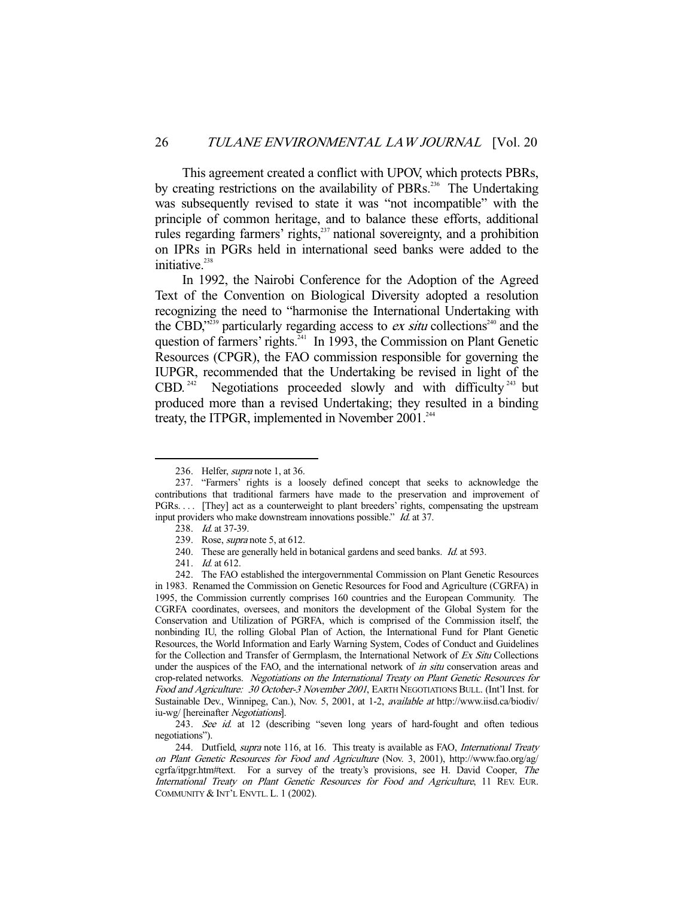This agreement created a conflict with UPOV, which protects PBRs, by creating restrictions on the availability of PBRs.[236] The Undertaking was subsequently revised to state it was "not incompatible" with the principle of common heritage, and to balance these efforts, additional rules regarding farmers' rights,[237] national sovereignty, and a prohibition on IPRs in PGRs held in international seed banks were added to the initiative.[238]

In 1992, the Nairobi Conference for the Adoption of the Agreed Text of the Convention on Biological Diversity adopted a resolution recognizing the need to "harmonise the International Undertaking with the CBD,"[239] particularly regarding access to *ex situ* collections[240] and the question of farmers' rights.[241] In 1993, the Commission on Plant Genetic Resources (CPGR), the FAO commission responsible for governing the IUPGR, recommended that the Undertaking be revised in light of the CBD.[242] Negotiations proceeded slowly and with difficulty[243] but produced more than a revised Undertaking; they resulted in a binding treaty, the ITPGR, implemented in November 2001.[244]

---

236. Helfer, *supra* note 1, at 36.

237. "Farmers' rights is a loosely defined concept that seeks to acknowledge the contributions that traditional farmers have made to the preservation and improvement of PGRs. . . . [They] act as a counterweight to plant breeders' rights, compensating the upstream input providers who make downstream innovations possible." *Id.* at 37.

238. *Id.* at 37-39.

239. Rose, *supra* note 5, at 612.

240. These are generally held in botanical gardens and seed banks. *Id.* at 593.

241. *Id.* at 612.

242. The FAO established the intergovernmental Commission on Plant Genetic Resources in 1983. Renamed the Commission on Genetic Resources for Food and Agriculture (CGRFA) in 1995, the Commission currently comprises 160 countries and the European Community. The CGRFA coordinates, oversees, and monitors the development of the Global System for the Conservation and Utilization of PGRFA, which is comprised of the Commission itself, the nonbinding IU, the rolling Global Plan of Action, the International Fund for Plant Genetic Resources, the World Information and Early Warning System, Codes of Conduct and Guidelines for the Collection and Transfer of Germplasm, the International Network of *Ex Situ* Collections under the auspices of the FAO, and the international network of *in situ* conservation areas and crop-related networks. *Negotiations on the International Treaty on Plant Genetic Resources for Food and Agriculture: 30 October-3 November 2001*, EARTH NEGOTIATIONS BULL. (Int'l Inst. for Sustainable Dev., Winnipeg, Can.), Nov. 5, 2001, at 1-2, *available at* http://www.iisd.ca/biodiv/iu-wg/ [hereinafter *Negotiations*].

243. *See id.* at 12 (describing "seven long years of hard-fought and often tedious negotiations").

244. Dutfield, *supra* note 116, at 16. This treaty is available as FAO, *International Treaty on Plant Genetic Resources for Food and Agriculture* (Nov. 3, 2001), http://www.fao.org/ag/cgrfa/itpgr.htm#text. For a survey of the treaty's provisions, see H. David Cooper, *The International Treaty on Plant Genetic Resources for Food and Agriculture*, 11 REV. EUR. COMMUNITY & INT'L ENVTL. L. 1 (2002).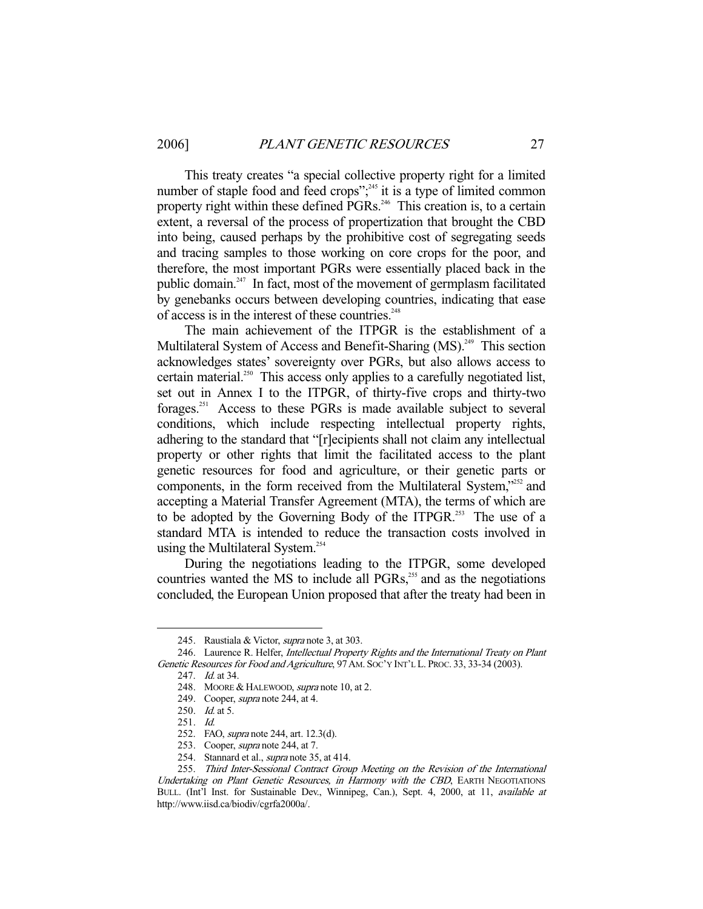This treaty creates "a special collective property right for a limited number of staple food and feed crops";[245] it is a type of limited common property right within these defined PGRs.[246] This creation is, to a certain extent, a reversal of the process of propertization that brought the CBD into being, caused perhaps by the prohibitive cost of segregating seeds and tracing samples to those working on core crops for the poor, and therefore, the most important PGRs were essentially placed back in the public domain.[247] In fact, most of the movement of germplasm facilitated by genebanks occurs between developing countries, indicating that ease of access is in the interest of these countries.[248]

The main achievement of the ITPGR is the establishment of a Multilateral System of Access and Benefit-Sharing (MS).[249] This section acknowledges states' sovereignty over PGRs, but also allows access to certain material.[250] This access only applies to a carefully negotiated list, set out in Annex I to the ITPGR, of thirty-five crops and thirty-two forages.[251] Access to these PGRs is made available subject to several conditions, which include respecting intellectual property rights, adhering to the standard that "[r]ecipients shall not claim any intellectual property or other rights that limit the facilitated access to the plant genetic resources for food and agriculture, or their genetic parts or components, in the form received from the Multilateral System,"[252] and accepting a Material Transfer Agreement (MTA), the terms of which are to be adopted by the Governing Body of the ITPGR.[253] The use of a standard MTA is intended to reduce the transaction costs involved in using the Multilateral System.[254]

During the negotiations leading to the ITPGR, some developed countries wanted the MS to include all PGRs,[255] and as the negotiations concluded, the European Union proposed that after the treaty had been in

---

245. Raustiala & Victor, *supra* note 3, at 303.

246. Laurence R. Helfer, *Intellectual Property Rights and the International Treaty on Plant Genetic Resources for Food and Agriculture*, 97 AM. SOC'Y INT'L L. PROC. 33, 33-34 (2003).

247. *Id.* at 34.

248. MOORE & HALEWOOD, *supra* note 10, at 2.

249. Cooper, *supra* note 244, at 4.

250. *Id.* at 5.

251. *Id.*

252. FAO, *supra* note 244, art. 12.3(d).

253. Cooper, *supra* note 244, at 7.

254. Stannard et al., *supra* note 35, at 414.

255. *Third Inter-Sessional Contract Group Meeting on the Revision of the International Undertaking on Plant Genetic Resources, in Harmony with the CBD*, EARTH NEGOTIATIONS BULL. (Int'l Inst. for Sustainable Dev., Winnipeg, Can.), Sept. 4, 2000, at 11, *available at* http://www.iisd.ca/biodiv/cgrfa2000a/.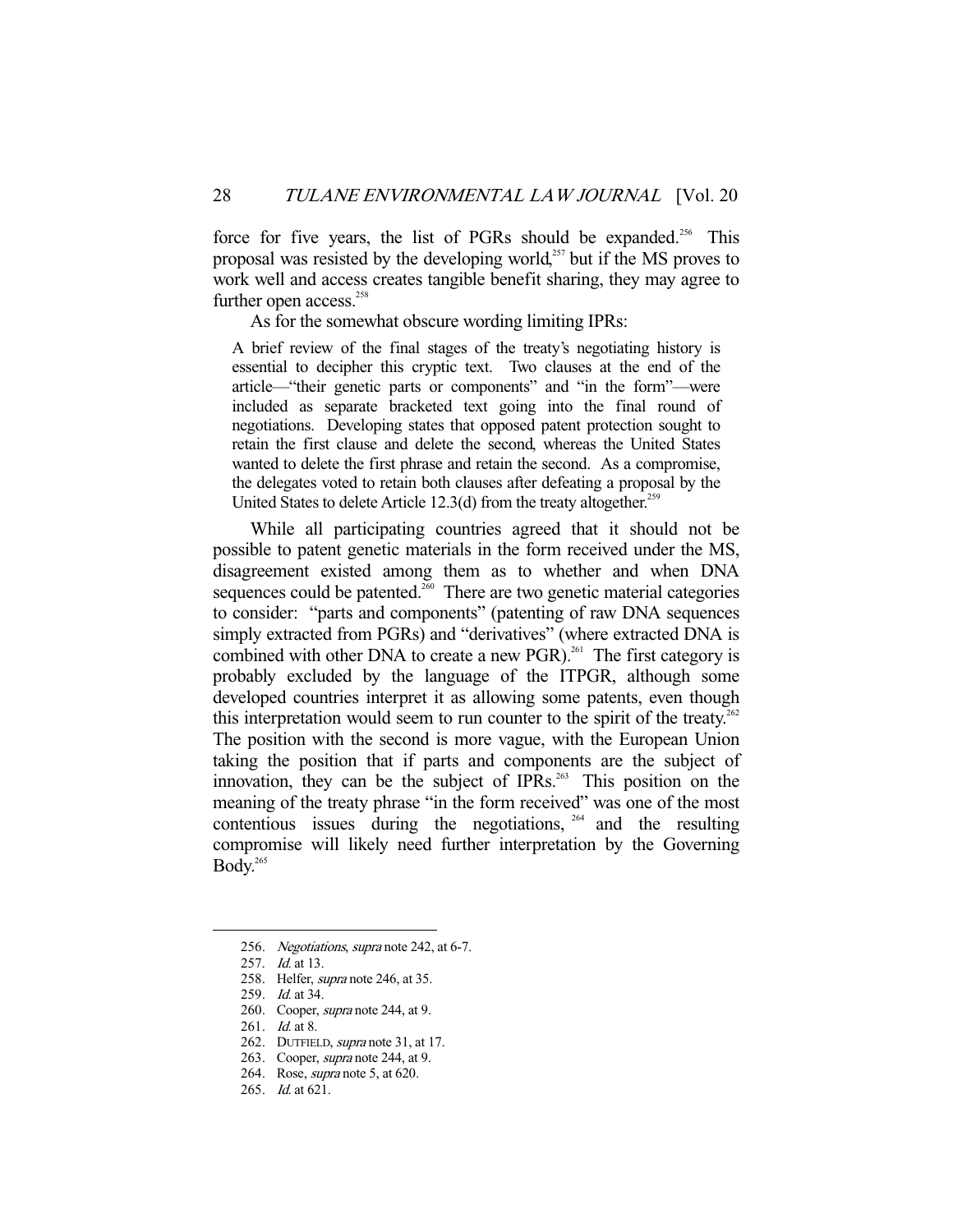force for five years, the list of PGRs should be expanded.[256] This proposal was resisted by the developing world,[257] but if the MS proves to work well and access creates tangible benefit sharing, they may agree to further open access.[258]

As for the somewhat obscure wording limiting IPRs:

> A brief review of the final stages of the treaty's negotiating history is essential to decipher this cryptic text. Two clauses at the end of the article—"their genetic parts or components" and "in the form"—were included as separate bracketed text going into the final round of negotiations. Developing states that opposed patent protection sought to retain the first clause and delete the second, whereas the United States wanted to delete the first phrase and retain the second. As a compromise, the delegates voted to retain both clauses after defeating a proposal by the United States to delete Article 12.3(d) from the treaty altogether.[259]

While all participating countries agreed that it should not be possible to patent genetic materials in the form received under the MS, disagreement existed among them as to whether and when DNA sequences could be patented.[260] There are two genetic material categories to consider: "parts and components" (patenting of raw DNA sequences simply extracted from PGRs) and "derivatives" (where extracted DNA is combined with other DNA to create a new PGR).[261] The first category is probably excluded by the language of the ITPGR, although some developed countries interpret it as allowing some patents, even though this interpretation would seem to run counter to the spirit of the treaty.[262] The position with the second is more vague, with the European Union taking the position that if parts and components are the subject of innovation, they can be the subject of IPRs.[263] This position on the meaning of the treaty phrase "in the form received" was one of the most contentious issues during the negotiations,[264] and the resulting compromise will likely need further interpretation by the Governing Body.[265]

---

256. *Negotiations*, *supra* note 242, at 6-7.
257. *Id.* at 13.
258. Helfer, *supra* note 246, at 35.
259. *Id.* at 34.
260. Cooper, *supra* note 244, at 9.
261. *Id.* at 8.
262. DUTFIELD, *supra* note 31, at 17.
263. Cooper, *supra* note 244, at 9.
264. Rose, *supra* note 5, at 620.
265. *Id.* at 621.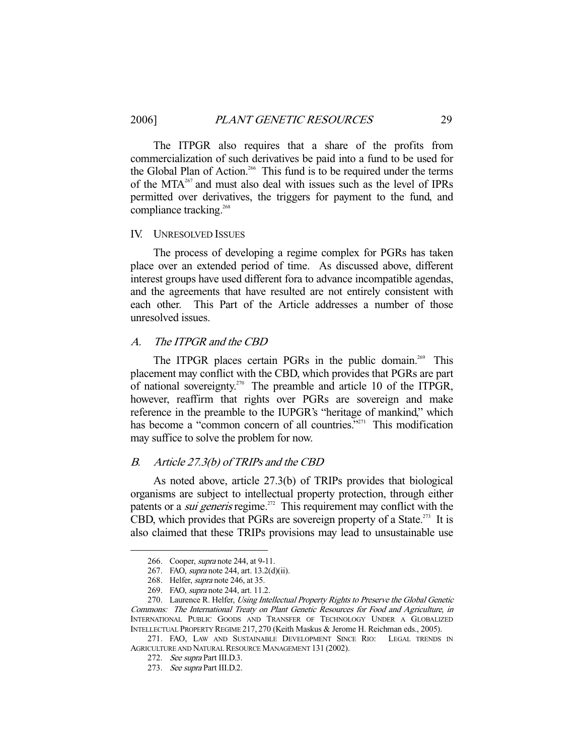The ITPGR also requires that a share of the profits from commercialization of such derivatives be paid into a fund to be used for the Global Plan of Action.[266] This fund is to be required under the terms of the MTA[267] and must also deal with issues such as the level of IPRs permitted over derivatives, the triggers for payment to the fund, and compliance tracking.[268]

## IV. UNRESOLVED ISSUES

The process of developing a regime complex for PGRs has taken place over an extended period of time. As discussed above, different interest groups have used different fora to advance incompatible agendas, and the agreements that have resulted are not entirely consistent with each other. This Part of the Article addresses a number of those unresolved issues.

### A. *The ITPGR and the CBD*

The ITPGR places certain PGRs in the public domain.[269] This placement may conflict with the CBD, which provides that PGRs are part of national sovereignty.[270] The preamble and article 10 of the ITPGR, however, reaffirm that rights over PGRs are sovereign and make reference in the preamble to the IUPGR's "heritage of mankind," which has become a "common concern of all countries."[271] This modification may suffice to solve the problem for now.

### B. *Article 27.3(b) of TRIPs and the CBD*

As noted above, article 27.3(b) of TRIPs provides that biological organisms are subject to intellectual property protection, through either patents or a *sui generis* regime.[272] This requirement may conflict with the CBD, which provides that PGRs are sovereign property of a State.[273] It is also claimed that these TRIPs provisions may lead to unsustainable use

---

266. Cooper, *supra* note 244, at 9-11.

267. FAO, *supra* note 244, art. 13.2(d)(ii).

268. Helfer, *supra* note 246, at 35.

269. FAO, *supra* note 244, art. 11.2.

270. Laurence R. Helfer, *Using Intellectual Property Rights to Preserve the Global Genetic Commons: The International Treaty on Plant Genetic Resources for Food and Agriculture*, *in* INTERNATIONAL PUBLIC GOODS AND TRANSFER OF TECHNOLOGY UNDER A GLOBALIZED INTELLECTUAL PROPERTY REGIME 217, 270 (Keith Maskus & Jerome H. Reichman eds., 2005).

271. FAO, LAW AND SUSTAINABLE DEVELOPMENT SINCE RIO: LEGAL TRENDS IN AGRICULTURE AND NATURAL RESOURCE MANAGEMENT 131 (2002).

272. *See supra* Part III.D.3.

273. *See supra* Part III.D.2.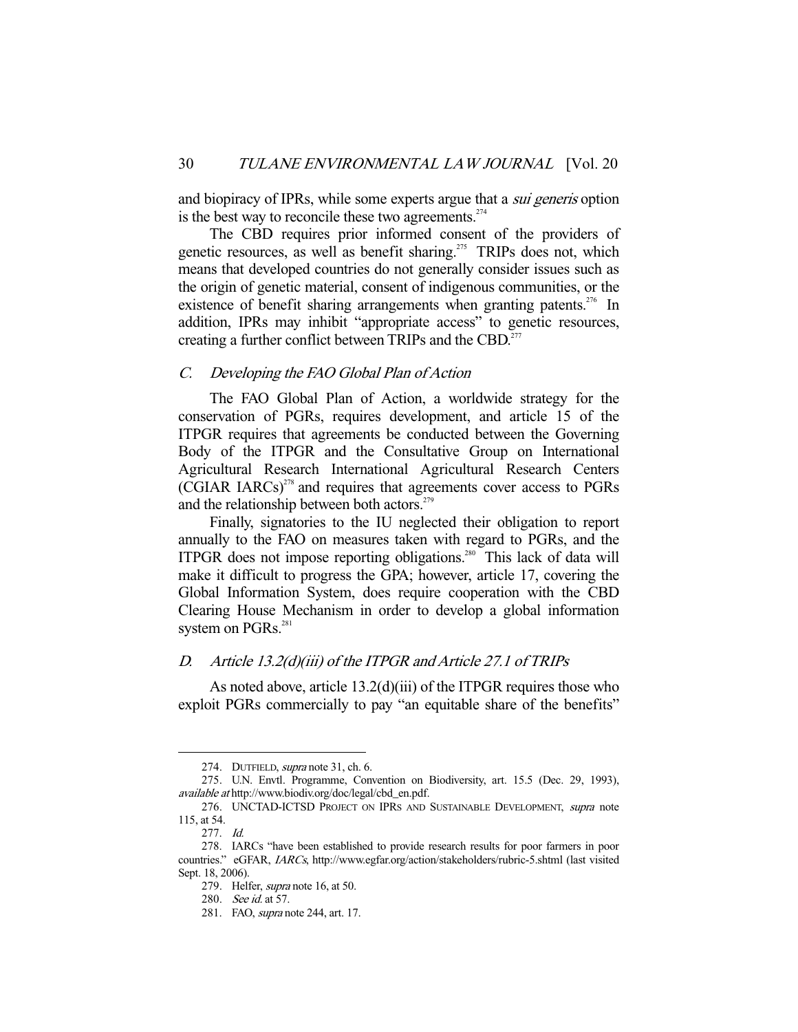and biopiracy of IPRs, while some experts argue that a *sui generis* option is the best way to reconcile these two agreements.[274]

The CBD requires prior informed consent of the providers of genetic resources, as well as benefit sharing.[275] TRIPs does not, which means that developed countries do not generally consider issues such as the origin of genetic material, consent of indigenous communities, or the existence of benefit sharing arrangements when granting patents.[276] In addition, IPRs may inhibit "appropriate access" to genetic resources, creating a further conflict between TRIPs and the CBD.[277]

### *C. Developing the FAO Global Plan of Action*

The FAO Global Plan of Action, a worldwide strategy for the conservation of PGRs, requires development, and article 15 of the ITPGR requires that agreements be conducted between the Governing Body of the ITPGR and the Consultative Group on International Agricultural Research International Agricultural Research Centers (CGIAR IARCs)[278] and requires that agreements cover access to PGRs and the relationship between both actors.[279]

Finally, signatories to the IU neglected their obligation to report annually to the FAO on measures taken with regard to PGRs, and the ITPGR does not impose reporting obligations.[280] This lack of data will make it difficult to progress the GPA; however, article 17, covering the Global Information System, does require cooperation with the CBD Clearing House Mechanism in order to develop a global information system on PGRs.[281]

### *D. Article 13.2(d)(iii) of the ITPGR and Article 27.1 of TRIPs*

As noted above, article 13.2(d)(iii) of the ITPGR requires those who exploit PGRs commercially to pay "an equitable share of the benefits"

---

274. DUTFIELD, *supra* note 31, ch. 6.

275. U.N. Envtl. Programme, Convention on Biodiversity, art. 15.5 (Dec. 29, 1993), *available at* http://www.biodiv.org/doc/legal/cbd_en.pdf.

276. UNCTAD-ICTSD PROJECT ON IPRS AND SUSTAINABLE DEVELOPMENT, *supra* note 115, at 54.

277. *Id.*

278. IARCs "have been established to provide research results for poor farmers in poor countries." eGFAR, *IARCs*, http://www.egfar.org/action/stakeholders/rubric-5.shtml (last visited Sept. 18, 2006).

279. Helfer, *supra* note 16, at 50.

280. *See id.* at 57.

281. FAO, *supra* note 244, art. 17.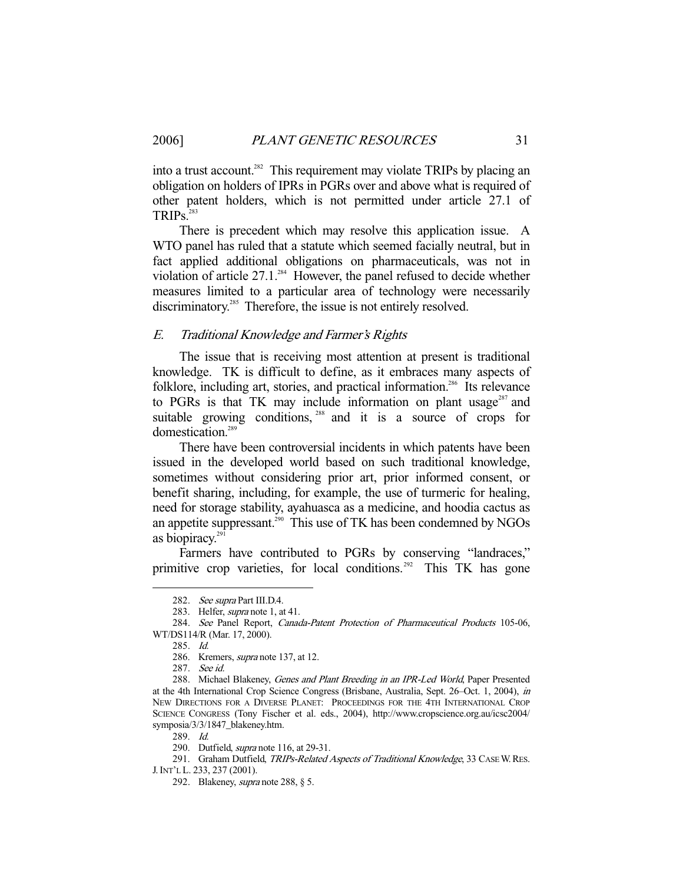into a trust account.[282] This requirement may violate TRIPs by placing an obligation on holders of IPRs in PGRs over and above what is required of other patent holders, which is not permitted under article 27.1 of TRIPs.[283]

There is precedent which may resolve this application issue. A WTO panel has ruled that a statute which seemed facially neutral, but in fact applied additional obligations on pharmaceuticals, was not in violation of article 27.1.[284] However, the panel refused to decide whether measures limited to a particular area of technology were necessarily discriminatory.[285] Therefore, the issue is not entirely resolved.

### E. *Traditional Knowledge and Farmer's Rights*

The issue that is receiving most attention at present is traditional knowledge. TK is difficult to define, as it embraces many aspects of folklore, including art, stories, and practical information.[286] Its relevance to PGRs is that TK may include information on plant usage[287] and suitable growing conditions,[288] and it is a source of crops for domestication.[289]

There have been controversial incidents in which patents have been issued in the developed world based on such traditional knowledge, sometimes without considering prior art, prior informed consent, or benefit sharing, including, for example, the use of turmeric for healing, need for storage stability, ayahuasca as a medicine, and hoodia cactus as an appetite suppressant.[290] This use of TK has been condemned by NGOs as biopiracy.[291]

Farmers have contributed to PGRs by conserving "landraces," primitive crop varieties, for local conditions.[292] This TK has gone

---

282. *See supra* Part III.D.4.

283. Helfer, *supra* note 1, at 41.

284. *See* Panel Report, *Canada-Patent Protection of Pharmaceutical Products* 105-06, WT/DS114/R (Mar. 17, 2000).

285. *Id.*

286. Kremers, *supra* note 137, at 12.

287. *See id.*

288. Michael Blakeney, *Genes and Plant Breeding in an IPR-Led World*, Paper Presented at the 4th International Crop Science Congress (Brisbane, Australia, Sept. 26–Oct. 1, 2004), *in* NEW DIRECTIONS FOR A DIVERSE PLANET: PROCEEDINGS FOR THE 4TH INTERNATIONAL CROP SCIENCE CONGRESS (Tony Fischer et al. eds., 2004), http://www.cropscience.org.au/icsc2004/symposia/3/3/1847_blakeney.htm.

289. *Id.*

290. Dutfield, *supra* note 116, at 29-31.

291. Graham Dutfield, *TRIPs-Related Aspects of Traditional Knowledge*, 33 CASE W. RES. J. INT'L L. 233, 237 (2001).

292. Blakeney, *supra* note 288, § 5.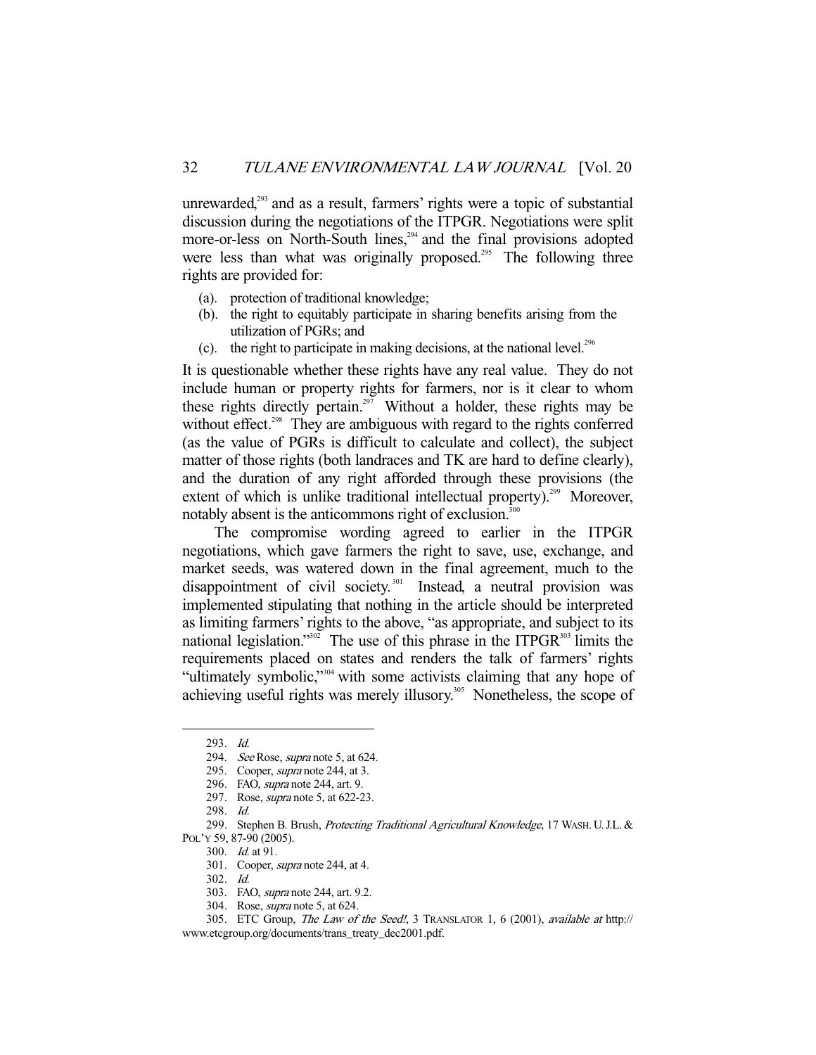unrewarded,[293] and as a result, farmers' rights were a topic of substantial discussion during the negotiations of the ITPGR. Negotiations were split more-or-less on North-South lines,[294] and the final provisions adopted were less than what was originally proposed.[295] The following three rights are provided for:

(a). protection of traditional knowledge;
(b). the right to equitably participate in sharing benefits arising from the utilization of PGRs; and
(c). the right to participate in making decisions, at the national level.[296]

It is questionable whether these rights have any real value. They do not include human or property rights for farmers, nor is it clear to whom these rights directly pertain.[297] Without a holder, these rights may be without effect.[298] They are ambiguous with regard to the rights conferred (as the value of PGRs is difficult to calculate and collect), the subject matter of those rights (both landraces and TK are hard to define clearly), and the duration of any right afforded through these provisions (the extent of which is unlike traditional intellectual property).[299] Moreover, notably absent is the anticommons right of exclusion.[300]

The compromise wording agreed to earlier in the ITPGR negotiations, which gave farmers the right to save, use, exchange, and market seeds, was watered down in the final agreement, much to the disappointment of civil society.[301] Instead, a neutral provision was implemented stipulating that nothing in the article should be interpreted as limiting farmers' rights to the above, "as appropriate, and subject to its national legislation."[302] The use of this phrase in the ITPGR[303] limits the requirements placed on states and renders the talk of farmers' rights "ultimately symbolic,"[304] with some activists claiming that any hope of achieving useful rights was merely illusory.[305] Nonetheless, the scope of

---

293. *Id.*

294. *See* Rose, *supra* note 5, at 624.

295. Cooper, *supra* note 244, at 3.

296. FAO, *supra* note 244, art. 9.

297. Rose, *supra* note 5, at 622-23.

298. *Id.*

299. Stephen B. Brush, *Protecting Traditional Agricultural Knowledge*, 17 WASH. U. J.L. & POL'Y 59, 87-90 (2005).

300. *Id.* at 91.

301. Cooper, *supra* note 244, at 4.

302. *Id.*

303. FAO, *supra* note 244, art. 9.2.

304. Rose, *supra* note 5, at 624.

305. ETC Group, *The Law of the Seed!*, 3 TRANSLATOR 1, 6 (2001), *available at* http://www.etcgroup.org/documents/trans_treaty_dec2001.pdf.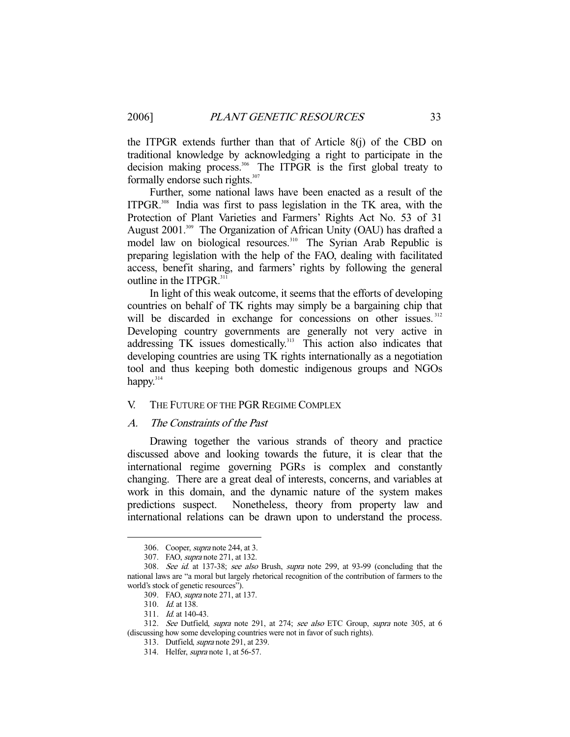the ITPGR extends further than that of Article 8(j) of the CBD on traditional knowledge by acknowledging a right to participate in the decision making process.[306] The ITPGR is the first global treaty to formally endorse such rights.[307]

Further, some national laws have been enacted as a result of the ITPGR.[308] India was first to pass legislation in the TK area, with the Protection of Plant Varieties and Farmers' Rights Act No. 53 of 31 August 2001.[309] The Organization of African Unity (OAU) has drafted a model law on biological resources.[310] The Syrian Arab Republic is preparing legislation with the help of the FAO, dealing with facilitated access, benefit sharing, and farmers' rights by following the general outline in the ITPGR.[311]

In light of this weak outcome, it seems that the efforts of developing countries on behalf of TK rights may simply be a bargaining chip that will be discarded in exchange for concessions on other issues.[312] Developing country governments are generally not very active in addressing TK issues domestically.[313] This action also indicates that developing countries are using TK rights internationally as a negotiation tool and thus keeping both domestic indigenous groups and NGOs happy.[314]

## V. THE FUTURE OF THE PGR REGIME COMPLEX

### A. *The Constraints of the Past*

Drawing together the various strands of theory and practice discussed above and looking towards the future, it is clear that the international regime governing PGRs is complex and constantly changing. There are a great deal of interests, concerns, and variables at work in this domain, and the dynamic nature of the system makes predictions suspect. Nonetheless, theory from property law and international relations can be drawn upon to understand the process.

---

306. Cooper, *supra* note 244, at 3.

307. FAO, *supra* note 271, at 132.

308. *See id.* at 137-38; *see also* Brush, *supra* note 299, at 93-99 (concluding that the national laws are "a moral but largely rhetorical recognition of the contribution of farmers to the world's stock of genetic resources").

309. FAO, *supra* note 271, at 137.

310. *Id.* at 138.

311. *Id.* at 140-43.

312. *See* Dutfield, *supra* note 291, at 274; *see also* ETC Group, *supra* note 305, at 6 (discussing how some developing countries were not in favor of such rights).

313. Dutfield, *supra* note 291, at 239.

314. Helfer, *supra* note 1, at 56-57.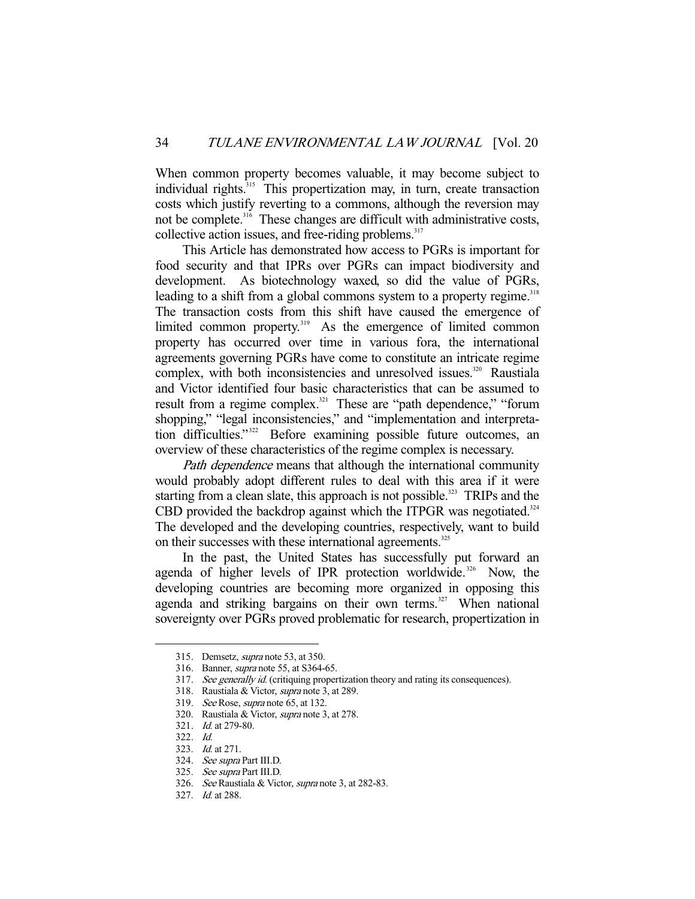When common property becomes valuable, it may become subject to individual rights.[315] This propertization may, in turn, create transaction costs which justify reverting to a commons, although the reversion may not be complete.[316] These changes are difficult with administrative costs, collective action issues, and free-riding problems.[317]

This Article has demonstrated how access to PGRs is important for food security and that IPRs over PGRs can impact biodiversity and development. As biotechnology waxed, so did the value of PGRs, leading to a shift from a global commons system to a property regime.[318] The transaction costs from this shift have caused the emergence of limited common property.[319] As the emergence of limited common property has occurred over time in various fora, the international agreements governing PGRs have come to constitute an intricate regime complex, with both inconsistencies and unresolved issues.[320] Raustiala and Victor identified four basic characteristics that can be assumed to result from a regime complex.[321] These are "path dependence," "forum shopping," "legal inconsistencies," and "implementation and interpretation difficulties."[322] Before examining possible future outcomes, an overview of these characteristics of the regime complex is necessary.

*Path dependence* means that although the international community would probably adopt different rules to deal with this area if it were starting from a clean slate, this approach is not possible.[323] TRIPs and the CBD provided the backdrop against which the ITPGR was negotiated.[324] The developed and the developing countries, respectively, want to build on their successes with these international agreements.[325]

In the past, the United States has successfully put forward an agenda of higher levels of IPR protection worldwide.[326] Now, the developing countries are becoming more organized in opposing this agenda and striking bargains on their own terms.[327] When national sovereignty over PGRs proved problematic for research, propertization in

---

315. Demsetz, *supra* note 53, at 350.

316. Banner, *supra* note 55, at S364-65.

317. *See generally id.* (critiquing propertization theory and rating its consequences).

318. Raustiala & Victor, *supra* note 3, at 289.

319. *See* Rose, *supra* note 65, at 132.

320. Raustiala & Victor, *supra* note 3, at 278.

321. *Id.* at 279-80.

322. *Id.*

323. *Id.* at 271.

324. *See supra* Part III.D.

325. *See supra* Part III.D.

326. *See* Raustiala & Victor, *supra* note 3, at 282-83.

327. *Id.* at 288.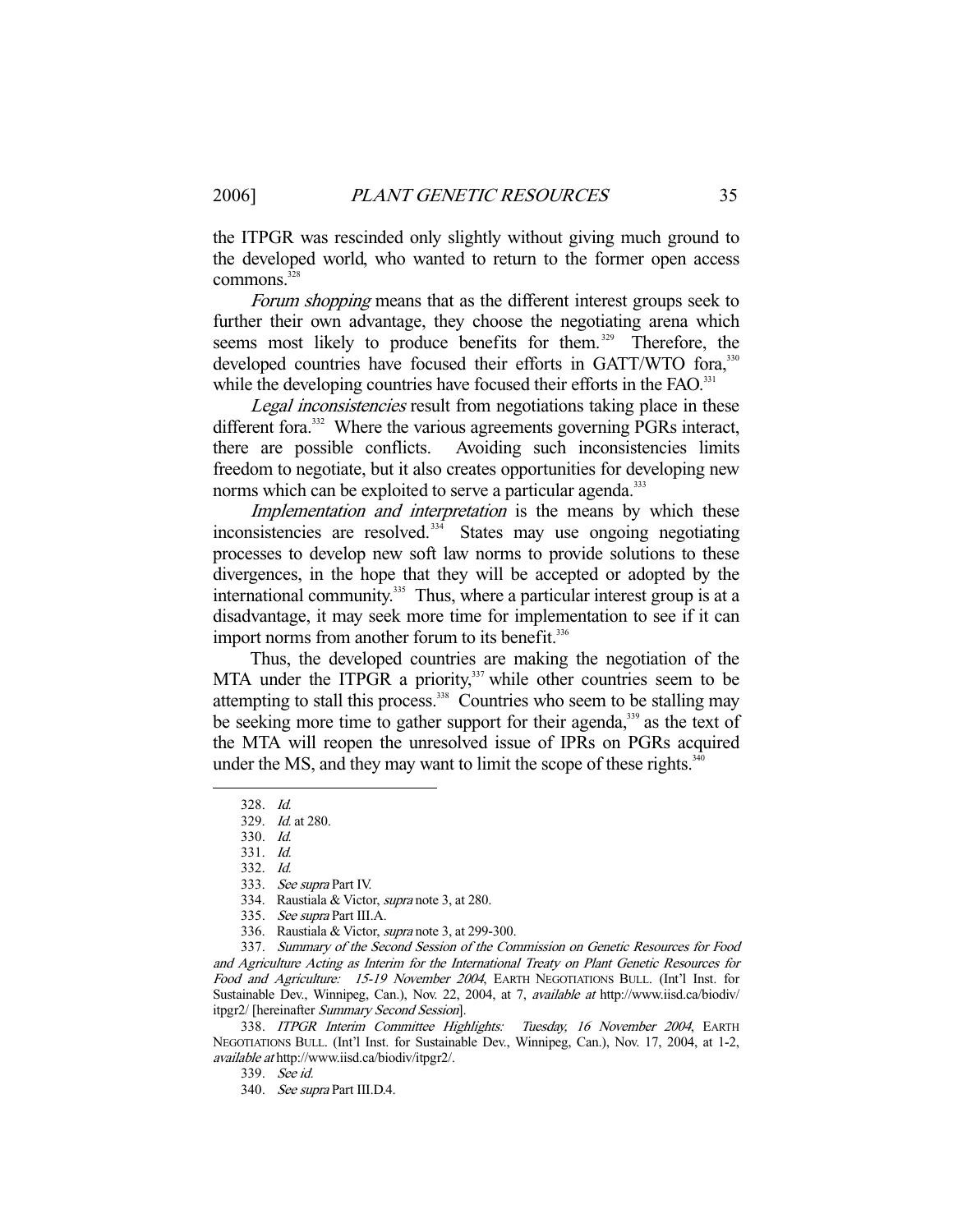the ITPGR was rescinded only slightly without giving much ground to the developed world, who wanted to return to the former open access commons.[328]

*Forum shopping* means that as the different interest groups seek to further their own advantage, they choose the negotiating arena which seems most likely to produce benefits for them.[329] Therefore, the developed countries have focused their efforts in GATT/WTO fora,[330] while the developing countries have focused their efforts in the FAO.[331]

*Legal inconsistencies* result from negotiations taking place in these different fora.[332] Where the various agreements governing PGRs interact, there are possible conflicts. Avoiding such inconsistencies limits freedom to negotiate, but it also creates opportunities for developing new norms which can be exploited to serve a particular agenda.[333]

*Implementation and interpretation* is the means by which these inconsistencies are resolved.[334] States may use ongoing negotiating processes to develop new soft law norms to provide solutions to these divergences, in the hope that they will be accepted or adopted by the international community.[335] Thus, where a particular interest group is at a disadvantage, it may seek more time for implementation to see if it can import norms from another forum to its benefit.[336]

Thus, the developed countries are making the negotiation of the MTA under the ITPGR a priority,[337] while other countries seem to be attempting to stall this process.[338] Countries who seem to be stalling may be seeking more time to gather support for their agenda,[339] as the text of the MTA will reopen the unresolved issue of IPRs on PGRs acquired under the MS, and they may want to limit the scope of these rights.[340]

---

328. *Id.*

329. *Id.* at 280.

330. *Id.*

331. *Id.*

332. *Id.*

333. *See supra* Part IV.

334. Raustiala & Victor, *supra* note 3, at 280.

335. *See supra* Part III.A.

336. Raustiala & Victor, *supra* note 3, at 299-300.

337. *Summary of the Second Session of the Commission on Genetic Resources for Food and Agriculture Acting as Interim for the International Treaty on Plant Genetic Resources for Food and Agriculture: 15-19 November 2004*, EARTH NEGOTIATIONS BULL. (Int'l Inst. for Sustainable Dev., Winnipeg, Can.), Nov. 22, 2004, at 7, *available at* http://www.iisd.ca/biodiv/itpgr2/ [hereinafter *Summary Second Session*].

338. *ITPGR Interim Committee Highlights: Tuesday, 16 November 2004*, EARTH NEGOTIATIONS BULL. (Int'l Inst. for Sustainable Dev., Winnipeg, Can.), Nov. 17, 2004, at 1-2, *available at* http://www.iisd.ca/biodiv/itpgr2/.

339. *See id.*

340. *See supra* Part III.D.4.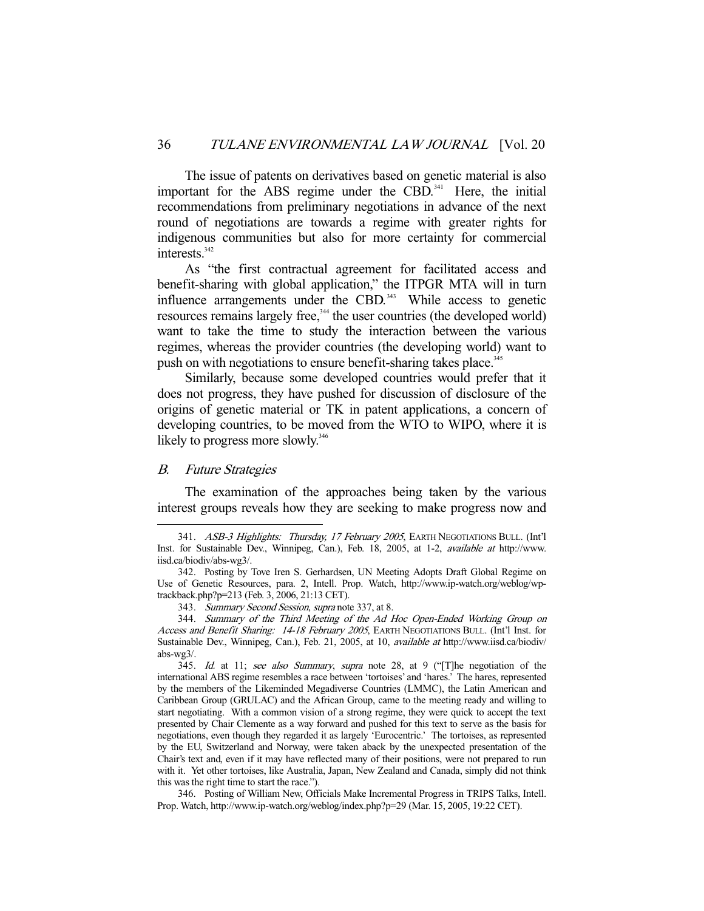The issue of patents on derivatives based on genetic material is also important for the ABS regime under the CBD.[341] Here, the initial recommendations from preliminary negotiations in advance of the next round of negotiations are towards a regime with greater rights for indigenous communities but also for more certainty for commercial interests.[342]

As "the first contractual agreement for facilitated access and benefit-sharing with global application," the ITPGR MTA will in turn influence arrangements under the CBD.[343] While access to genetic resources remains largely free,[344] the user countries (the developed world) want to take the time to study the interaction between the various regimes, whereas the provider countries (the developing world) want to push on with negotiations to ensure benefit-sharing takes place.[345]

Similarly, because some developed countries would prefer that it does not progress, they have pushed for discussion of disclosure of the origins of genetic material or TK in patent applications, a concern of developing countries, to be moved from the WTO to WIPO, where it is likely to progress more slowly.[346]

### *B. Future Strategies*

The examination of the approaches being taken by the various interest groups reveals how they are seeking to make progress now and

---

341. *ASB-3 Highlights: Thursday, 17 February 2005*, EARTH NEGOTIATIONS BULL. (Int'l Inst. for Sustainable Dev., Winnipeg, Can.), Feb. 18, 2005, at 1-2, *available at* http://www.iisd.ca/biodiv/abs-wg3/.

342. Posting by Tove Iren S. Gerhardsen, UN Meeting Adopts Draft Global Regime on Use of Genetic Resources, para. 2, Intell. Prop. Watch, http://www.ip-watch.org/weblog/wp-trackback.php?p=213 (Feb. 3, 2006, 21:13 CET).

343. *Summary Second Session*, *supra* note 337, at 8.

344. *Summary of the Third Meeting of the Ad Hoc Open-Ended Working Group on Access and Benefit Sharing: 14-18 February 2005*, EARTH NEGOTIATIONS BULL. (Int'l Inst. for Sustainable Dev., Winnipeg, Can.), Feb. 21, 2005, at 10, *available at* http://www.iisd.ca/biodiv/abs-wg3/.

345. *Id.* at 11; *see also Summary*, *supra* note 28, at 9 ("[T]he negotiation of the international ABS regime resembles a race between 'tortoises' and 'hares.' The hares, represented by the members of the Likeminded Megadiverse Countries (LMMC), the Latin American and Caribbean Group (GRULAC) and the African Group, came to the meeting ready and willing to start negotiating. With a common vision of a strong regime, they were quick to accept the text presented by Chair Clemente as a way forward and pushed for this text to serve as the basis for negotiations, even though they regarded it as largely 'Eurocentric.' The tortoises, as represented by the EU, Switzerland and Norway, were taken aback by the unexpected presentation of the Chair's text and, even if it may have reflected many of their positions, were not prepared to run with it. Yet other tortoises, like Australia, Japan, New Zealand and Canada, simply did not think this was the right time to start the race.").

346. Posting of William New, Officials Make Incremental Progress in TRIPS Talks, Intell. Prop. Watch, http://www.ip-watch.org/weblog/index.php?p=29 (Mar. 15, 2005, 19:22 CET).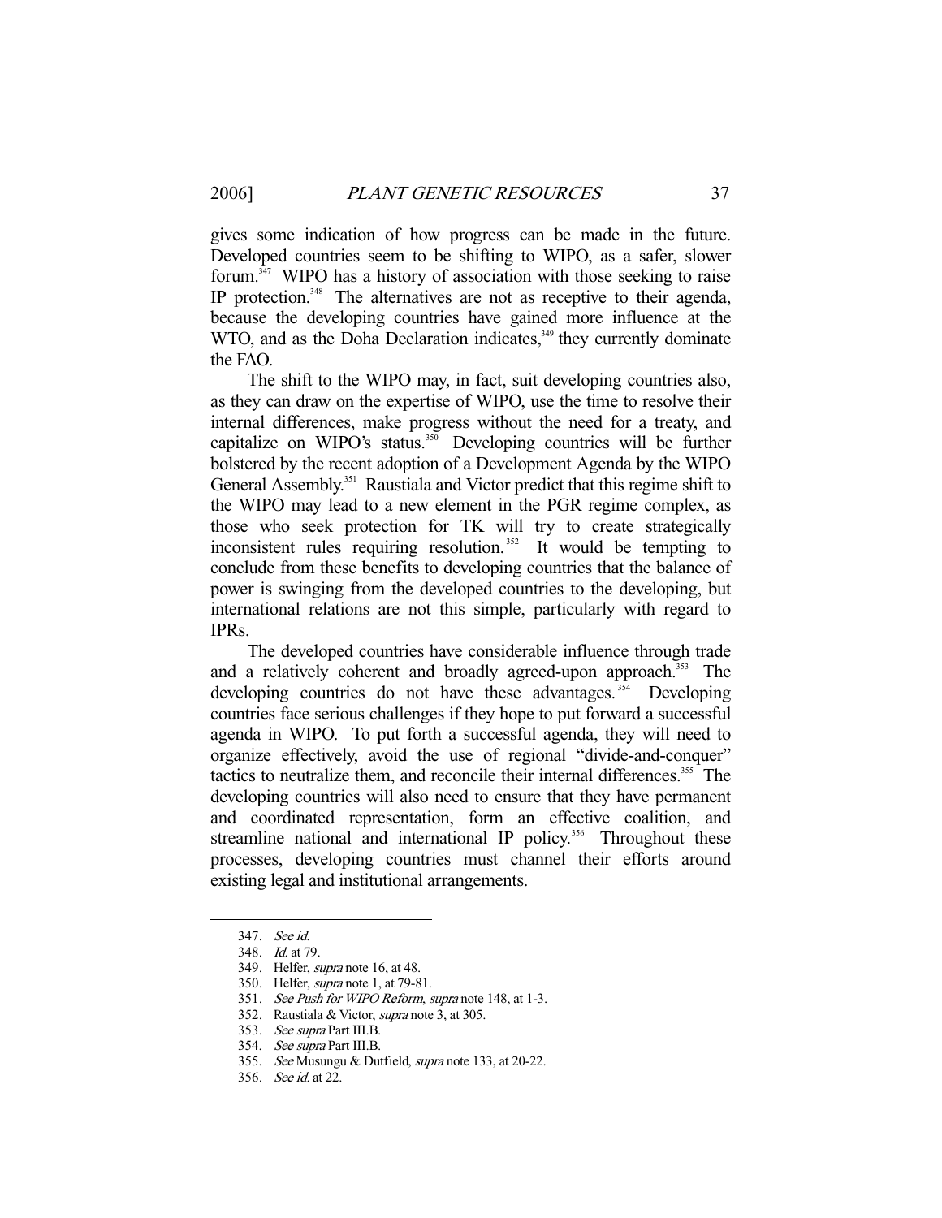gives some indication of how progress can be made in the future. Developed countries seem to be shifting to WIPO, as a safer, slower forum.[347] WIPO has a history of association with those seeking to raise IP protection.[348] The alternatives are not as receptive to their agenda, because the developing countries have gained more influence at the WTO, and as the Doha Declaration indicates,[349] they currently dominate the FAO.

The shift to the WIPO may, in fact, suit developing countries also, as they can draw on the expertise of WIPO, use the time to resolve their internal differences, make progress without the need for a treaty, and capitalize on WIPO's status.[350] Developing countries will be further bolstered by the recent adoption of a Development Agenda by the WIPO General Assembly.[351] Raustiala and Victor predict that this regime shift to the WIPO may lead to a new element in the PGR regime complex, as those who seek protection for TK will try to create strategically inconsistent rules requiring resolution.[352] It would be tempting to conclude from these benefits to developing countries that the balance of power is swinging from the developed countries to the developing, but international relations are not this simple, particularly with regard to IPRs.

The developed countries have considerable influence through trade and a relatively coherent and broadly agreed-upon approach.[353] The developing countries do not have these advantages.[354] Developing countries face serious challenges if they hope to put forward a successful agenda in WIPO. To put forth a successful agenda, they will need to organize effectively, avoid the use of regional "divide-and-conquer" tactics to neutralize them, and reconcile their internal differences.[355] The developing countries will also need to ensure that they have permanent and coordinated representation, form an effective coalition, and streamline national and international IP policy.[356] Throughout these processes, developing countries must channel their efforts around existing legal and institutional arrangements.

---

347. *See id.*

348. *Id.* at 79.

349. Helfer, *supra* note 16, at 48.

350. Helfer, *supra* note 1, at 79-81.

351. *See Push for WIPO Reform*, *supra* note 148, at 1-3.

352. Raustiala & Victor, *supra* note 3, at 305.

353. *See supra* Part III.B.

354. *See supra* Part III.B.

355. *See* Musungu & Dutfield, *supra* note 133, at 20-22.

356. *See id.* at 22.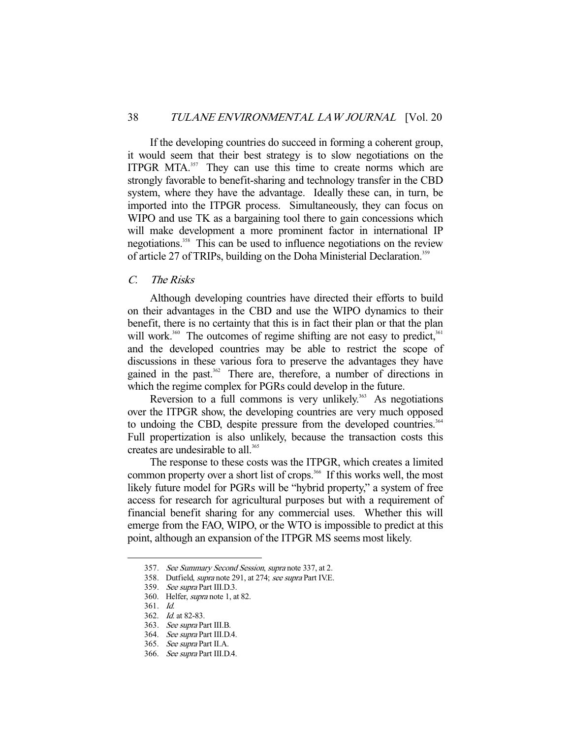If the developing countries do succeed in forming a coherent group, it would seem that their best strategy is to slow negotiations on the ITPGR MTA.[357] They can use this time to create norms which are strongly favorable to benefit-sharing and technology transfer in the CBD system, where they have the advantage. Ideally these can, in turn, be imported into the ITPGR process. Simultaneously, they can focus on WIPO and use TK as a bargaining tool there to gain concessions which will make development a more prominent factor in international IP negotiations.[358] This can be used to influence negotiations on the review of article 27 of TRIPs, building on the Doha Ministerial Declaration.[359]

### *C. The Risks*

Although developing countries have directed their efforts to build on their advantages in the CBD and use the WIPO dynamics to their benefit, there is no certainty that this is in fact their plan or that the plan will work.[360] The outcomes of regime shifting are not easy to predict,[361] and the developed countries may be able to restrict the scope of discussions in these various fora to preserve the advantages they have gained in the past.[362] There are, therefore, a number of directions in which the regime complex for PGRs could develop in the future.

Reversion to a full commons is very unlikely.[363] As negotiations over the ITPGR show, the developing countries are very much opposed to undoing the CBD, despite pressure from the developed countries.[364] Full propertization is also unlikely, because the transaction costs this creates are undesirable to all.[365]

The response to these costs was the ITPGR, which creates a limited common property over a short list of crops.[366] If this works well, the most likely future model for PGRs will be "hybrid property," a system of free access for research for agricultural purposes but with a requirement of financial benefit sharing for any commercial uses. Whether this will emerge from the FAO, WIPO, or the WTO is impossible to predict at this point, although an expansion of the ITPGR MS seems most likely.

---

357. *See Summary Second Session*, *supra* note 337, at 2.
358. Dutfield, *supra* note 291, at 274; *see supra* Part IV.E.
359. *See supra* Part III.D.3.
360. Helfer, *supra* note 1, at 82.
361. *Id.*
362. *Id.* at 82-83.
363. *See supra* Part III.B.
364. *See supra* Part III.D.4.
365. *See supra* Part II.A.
366. *See supra* Part III.D.4.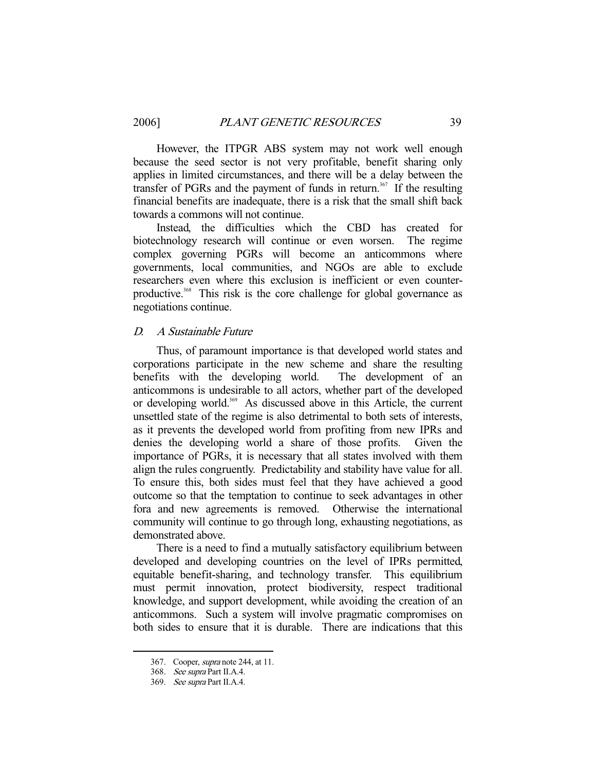However, the ITPGR ABS system may not work well enough because the seed sector is not very profitable, benefit sharing only applies in limited circumstances, and there will be a delay between the transfer of PGRs and the payment of funds in return.[367] If the resulting financial benefits are inadequate, there is a risk that the small shift back towards a commons will not continue.

Instead, the difficulties which the CBD has created for biotechnology research will continue or even worsen. The regime complex governing PGRs will become an anticommons where governments, local communities, and NGOs are able to exclude researchers even where this exclusion is inefficient or even counter-productive.[368] This risk is the core challenge for global governance as negotiations continue.

### D. *A Sustainable Future*

Thus, of paramount importance is that developed world states and corporations participate in the new scheme and share the resulting benefits with the developing world. The development of an anticommons is undesirable to all actors, whether part of the developed or developing world.[369] As discussed above in this Article, the current unsettled state of the regime is also detrimental to both sets of interests, as it prevents the developed world from profiting from new IPRs and denies the developing world a share of those profits. Given the importance of PGRs, it is necessary that all states involved with them align the rules congruently. Predictability and stability have value for all. To ensure this, both sides must feel that they have achieved a good outcome so that the temptation to continue to seek advantages in other fora and new agreements is removed. Otherwise the international community will continue to go through long, exhausting negotiations, as demonstrated above.

There is a need to find a mutually satisfactory equilibrium between developed and developing countries on the level of IPRs permitted, equitable benefit-sharing, and technology transfer. This equilibrium must permit innovation, protect biodiversity, respect traditional knowledge, and support development, while avoiding the creation of an anticommons. Such a system will involve pragmatic compromises on both sides to ensure that it is durable. There are indications that this

---

367. Cooper, *supra* note 244, at 11.

368. *See supra* Part II.A.4.

369. *See supra* Part II.A.4.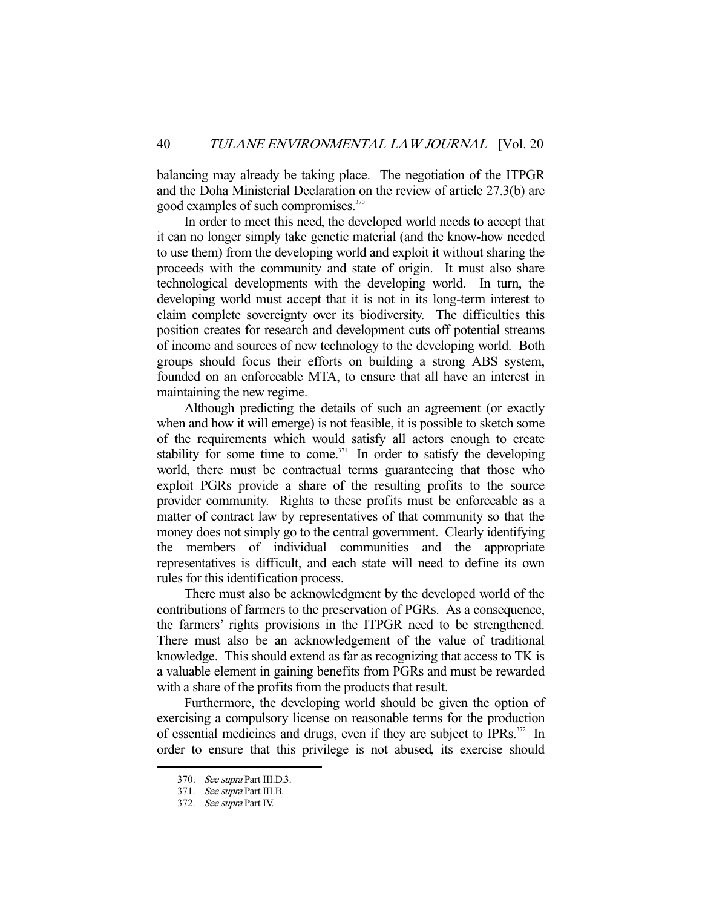balancing may already be taking place. The negotiation of the ITPGR and the Doha Ministerial Declaration on the review of article 27.3(b) are good examples of such compromises.[370]

In order to meet this need, the developed world needs to accept that it can no longer simply take genetic material (and the know-how needed to use them) from the developing world and exploit it without sharing the proceeds with the community and state of origin. It must also share technological developments with the developing world. In turn, the developing world must accept that it is not in its long-term interest to claim complete sovereignty over its biodiversity. The difficulties this position creates for research and development cuts off potential streams of income and sources of new technology to the developing world. Both groups should focus their efforts on building a strong ABS system, founded on an enforceable MTA, to ensure that all have an interest in maintaining the new regime.

Although predicting the details of such an agreement (or exactly when and how it will emerge) is not feasible, it is possible to sketch some of the requirements which would satisfy all actors enough to create stability for some time to come.[371] In order to satisfy the developing world, there must be contractual terms guaranteeing that those who exploit PGRs provide a share of the resulting profits to the source provider community. Rights to these profits must be enforceable as a matter of contract law by representatives of that community so that the money does not simply go to the central government. Clearly identifying the members of individual communities and the appropriate representatives is difficult, and each state will need to define its own rules for this identification process.

There must also be acknowledgment by the developed world of the contributions of farmers to the preservation of PGRs. As a consequence, the farmers' rights provisions in the ITPGR need to be strengthened. There must also be an acknowledgement of the value of traditional knowledge. This should extend as far as recognizing that access to TK is a valuable element in gaining benefits from PGRs and must be rewarded with a share of the profits from the products that result.

Furthermore, the developing world should be given the option of exercising a compulsory license on reasonable terms for the production of essential medicines and drugs, even if they are subject to IPRs.[372] In order to ensure that this privilege is not abused, its exercise should

---

370. *See supra* Part III.D.3.

371. *See supra* Part III.B.

372. *See supra* Part IV.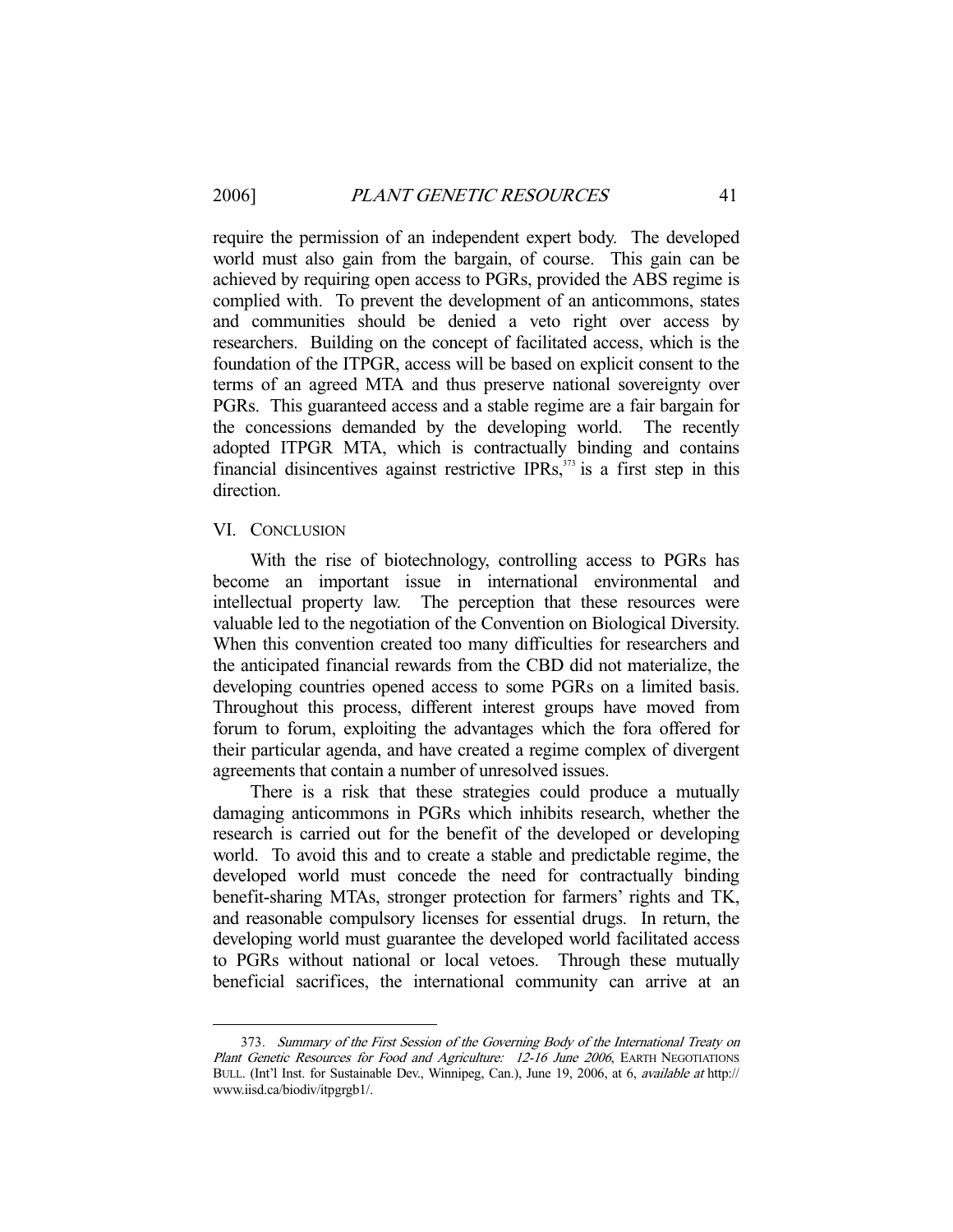require the permission of an independent expert body. The developed world must also gain from the bargain, of course. This gain can be achieved by requiring open access to PGRs, provided the ABS regime is complied with. To prevent the development of an anticommons, states and communities should be denied a veto right over access by researchers. Building on the concept of facilitated access, which is the foundation of the ITPGR, access will be based on explicit consent to the terms of an agreed MTA and thus preserve national sovereignty over PGRs. This guaranteed access and a stable regime are a fair bargain for the concessions demanded by the developing world. The recently adopted ITPGR MTA, which is contractually binding and contains financial disincentives against restrictive IPRs,[373] is a first step in this direction.

## VI. CONCLUSION

With the rise of biotechnology, controlling access to PGRs has become an important issue in international environmental and intellectual property law. The perception that these resources were valuable led to the negotiation of the Convention on Biological Diversity. When this convention created too many difficulties for researchers and the anticipated financial rewards from the CBD did not materialize, the developing countries opened access to some PGRs on a limited basis. Throughout this process, different interest groups have moved from forum to forum, exploiting the advantages which the fora offered for their particular agenda, and have created a regime complex of divergent agreements that contain a number of unresolved issues.

There is a risk that these strategies could produce a mutually damaging anticommons in PGRs which inhibits research, whether the research is carried out for the benefit of the developed or developing world. To avoid this and to create a stable and predictable regime, the developed world must concede the need for contractually binding benefit-sharing MTAs, stronger protection for farmers' rights and TK, and reasonable compulsory licenses for essential drugs. In return, the developing world must guarantee the developed world facilitated access to PGRs without national or local vetoes. Through these mutually beneficial sacrifices, the international community can arrive at an

---

373. *Summary of the First Session of the Governing Body of the International Treaty on Plant Genetic Resources for Food and Agriculture: 12-16 June 2006*, EARTH NEGOTIATIONS BULL. (Int'l Inst. for Sustainable Dev., Winnipeg, Can.), June 19, 2006, at 6, *available at* http://www.iisd.ca/biodiv/itpgrgb1/.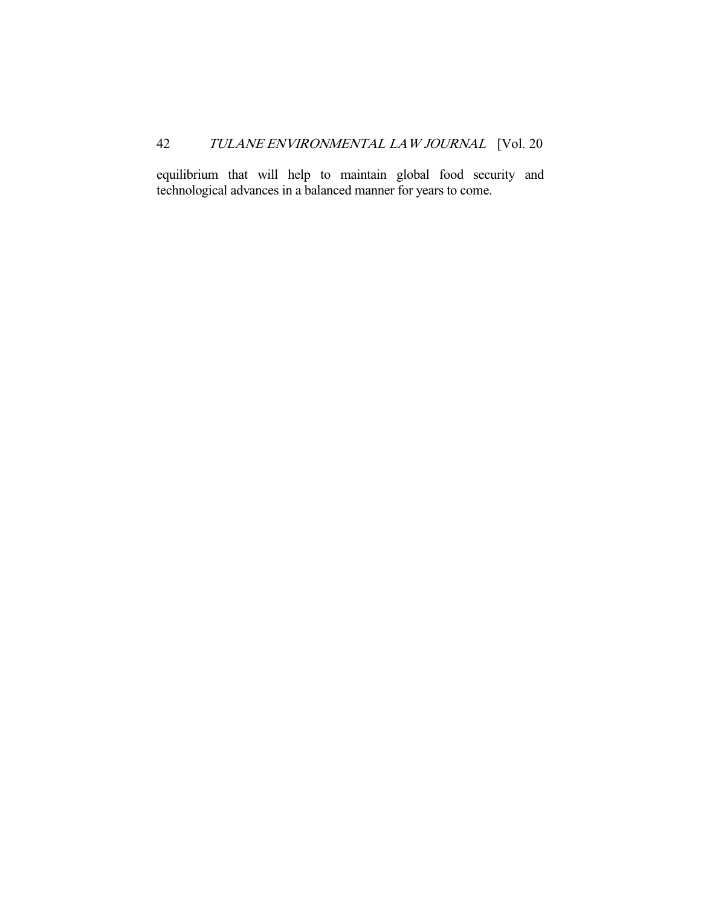equilibrium that will help to maintain global food security and technological advances in a balanced manner for years to come.